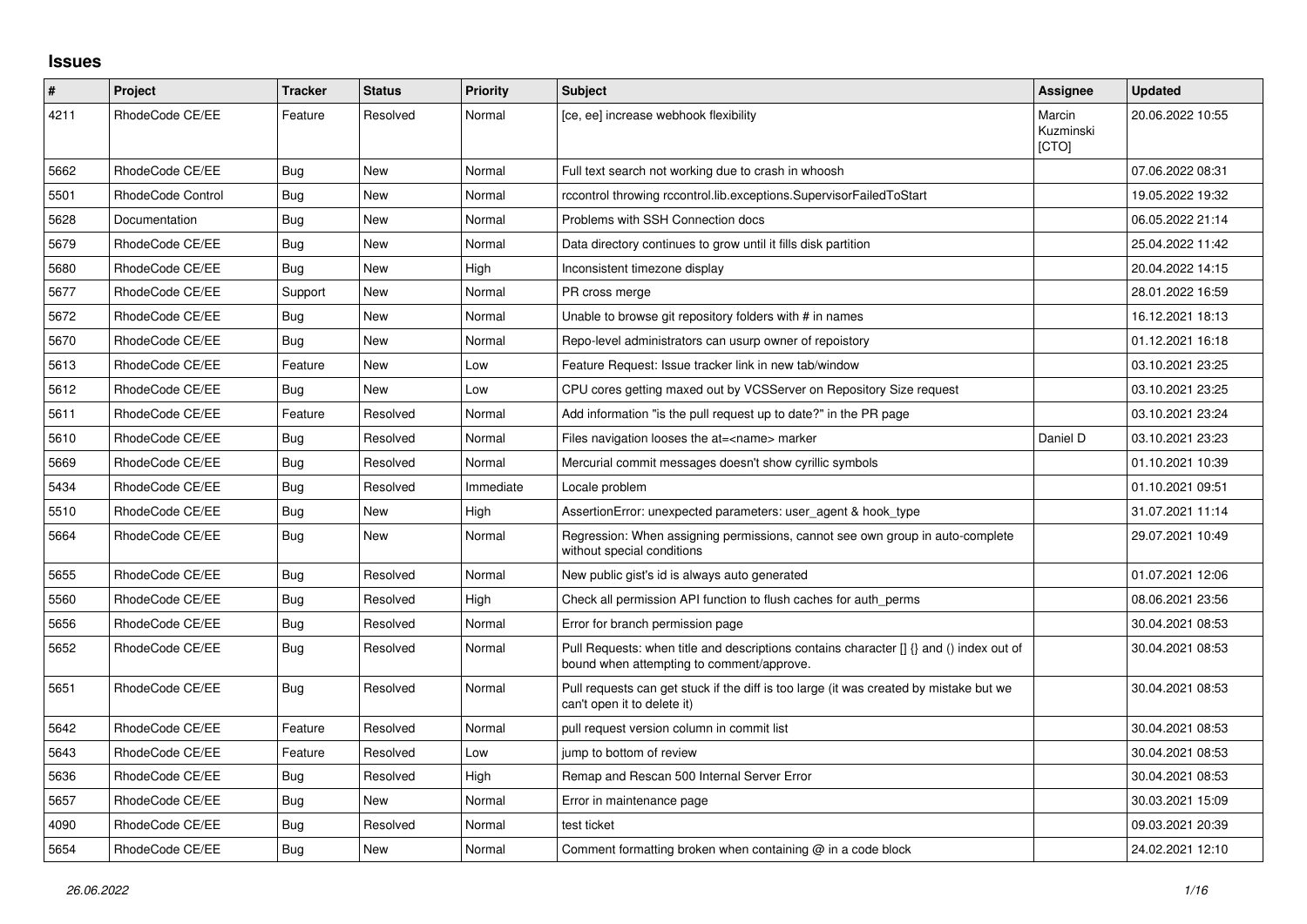# Issues

| # | Project | Tracker | Status | Priority | Subject | Assignee | Updated |
|---|---|---|---|---|---|---|---|
| 4211 | RhodeCode CE/EE | Feature | Resolved | Normal | [ce, ee] increase webhook flexibility | Marcin Kuzminski [CTO] | 20.06.2022 10:55 |
| 5662 | RhodeCode CE/EE | Bug | New | Normal | Full text search not working due to crash in whoosh | | 07.06.2022 08:31 |
| 5501 | RhodeCode Control | Bug | New | Normal | rccontrol throwing rccontrol.lib.exceptions.SupervisorFailedToStart | | 19.05.2022 19:32 |
| 5628 | Documentation | Bug | New | Normal | Problems with SSH Connection docs | | 06.05.2022 21:14 |
| 5679 | RhodeCode CE/EE | Bug | New | Normal | Data directory continues to grow until it fills disk partition | | 25.04.2022 11:42 |
| 5680 | RhodeCode CE/EE | Bug | New | High | Inconsistent timezone display | | 20.04.2022 14:15 |
| 5677 | RhodeCode CE/EE | Support | New | Normal | PR cross merge | | 28.01.2022 16:59 |
| 5672 | RhodeCode CE/EE | Bug | New | Normal | Unable to browse git repository folders with # in names | | 16.12.2021 18:13 |
| 5670 | RhodeCode CE/EE | Bug | New | Normal | Repo-level administrators can usurp owner of repoistory | | 01.12.2021 16:18 |
| 5613 | RhodeCode CE/EE | Feature | New | Low | Feature Request: Issue tracker link in new tab/window | | 03.10.2021 23:25 |
| 5612 | RhodeCode CE/EE | Bug | New | Low | CPU cores getting maxed out by VCSServer on Repository Size request | | 03.10.2021 23:25 |
| 5611 | RhodeCode CE/EE | Feature | Resolved | Normal | Add information "is the pull request up to date?" in the PR page | | 03.10.2021 23:24 |
| 5610 | RhodeCode CE/EE | Bug | Resolved | Normal | Files navigation looses the at=<name> marker | Daniel D | 03.10.2021 23:23 |
| 5669 | RhodeCode CE/EE | Bug | Resolved | Normal | Mercurial commit messages doesn't show cyrillic symbols | | 01.10.2021 10:39 |
| 5434 | RhodeCode CE/EE | Bug | Resolved | Immediate | Locale problem | | 01.10.2021 09:51 |
| 5510 | RhodeCode CE/EE | Bug | New | High | AssertionError: unexpected parameters: user_agent & hook_type | | 31.07.2021 11:14 |
| 5664 | RhodeCode CE/EE | Bug | New | Normal | Regression: When assigning permissions, cannot see own group in auto-complete without special conditions | | 29.07.2021 10:49 |
| 5655 | RhodeCode CE/EE | Bug | Resolved | Normal | New public gist's id is always auto generated | | 01.07.2021 12:06 |
| 5560 | RhodeCode CE/EE | Bug | Resolved | High | Check all permission API function to flush caches for auth_perms | | 08.06.2021 23:56 |
| 5656 | RhodeCode CE/EE | Bug | Resolved | Normal | Error for branch permission page | | 30.04.2021 08:53 |
| 5652 | RhodeCode CE/EE | Bug | Resolved | Normal | Pull Requests: when title and descriptions contains character [] {} and () index out of bound when attempting to comment/approve. | | 30.04.2021 08:53 |
| 5651 | RhodeCode CE/EE | Bug | Resolved | Normal | Pull requests can get stuck if the diff is too large (it was created by mistake but we can't open it to delete it) | | 30.04.2021 08:53 |
| 5642 | RhodeCode CE/EE | Feature | Resolved | Normal | pull request version column in commit list | | 30.04.2021 08:53 |
| 5643 | RhodeCode CE/EE | Feature | Resolved | Low | jump to bottom of review | | 30.04.2021 08:53 |
| 5636 | RhodeCode CE/EE | Bug | Resolved | High | Remap and Rescan 500 Internal Server Error | | 30.04.2021 08:53 |
| 5657 | RhodeCode CE/EE | Bug | New | Normal | Error in maintenance page | | 30.03.2021 15:09 |
| 4090 | RhodeCode CE/EE | Bug | Resolved | Normal | test ticket | | 09.03.2021 20:39 |
| 5654 | RhodeCode CE/EE | Bug | New | Normal | Comment formatting broken when containing @ in a code block | | 24.02.2021 12:10 |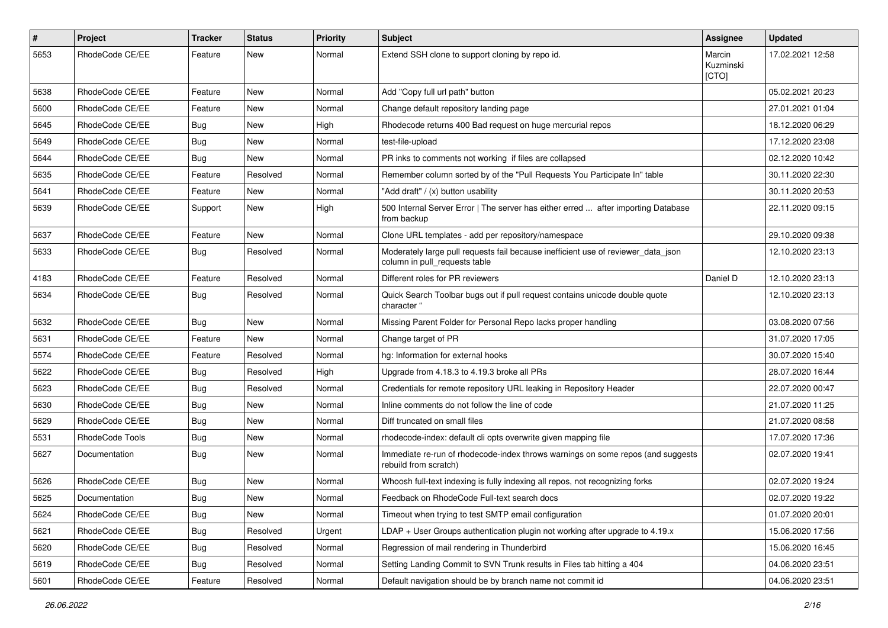| # | Project | Tracker | Status | Priority | Subject | Assignee | Updated |
|---|---|---|---|---|---|---|---|
| 5653 | RhodeCode CE/EE | Feature | New | Normal | Extend SSH clone to support cloning by repo id. | Marcin Kuzminski [CTO] | 17.02.2021 12:58 |
| 5638 | RhodeCode CE/EE | Feature | New | Normal | Add "Copy full url path" button | | 05.02.2021 20:23 |
| 5600 | RhodeCode CE/EE | Feature | New | Normal | Change default repository landing page | | 27.01.2021 01:04 |
| 5645 | RhodeCode CE/EE | Bug | New | High | Rhodecode returns 400 Bad request on huge mercurial repos | | 18.12.2020 06:29 |
| 5649 | RhodeCode CE/EE | Bug | New | Normal | test-file-upload | | 17.12.2020 23:08 |
| 5644 | RhodeCode CE/EE | Bug | New | Normal | PR inks to comments not working if files are collapsed | | 02.12.2020 10:42 |
| 5635 | RhodeCode CE/EE | Feature | Resolved | Normal | Remember column sorted by of the "Pull Requests You Participate In" table | | 30.11.2020 22:30 |
| 5641 | RhodeCode CE/EE | Feature | New | Normal | "Add draft" / (x) button usability | | 30.11.2020 20:53 |
| 5639 | RhodeCode CE/EE | Support | New | High | 500 Internal Server Error \| The server has either erred ... after importing Database from backup | | 22.11.2020 09:15 |
| 5637 | RhodeCode CE/EE | Feature | New | Normal | Clone URL templates - add per repository/namespace | | 29.10.2020 09:38 |
| 5633 | RhodeCode CE/EE | Bug | Resolved | Normal | Moderately large pull requests fail because inefficient use of reviewer_data_json column in pull_requests table | | 12.10.2020 23:13 |
| 4183 | RhodeCode CE/EE | Feature | Resolved | Normal | Different roles for PR reviewers | Daniel D | 12.10.2020 23:13 |
| 5634 | RhodeCode CE/EE | Bug | Resolved | Normal | Quick Search Toolbar bugs out if pull request contains unicode double quote character " | | 12.10.2020 23:13 |
| 5632 | RhodeCode CE/EE | Bug | New | Normal | Missing Parent Folder for Personal Repo lacks proper handling | | 03.08.2020 07:56 |
| 5631 | RhodeCode CE/EE | Feature | New | Normal | Change target of PR | | 31.07.2020 17:05 |
| 5574 | RhodeCode CE/EE | Feature | Resolved | Normal | hg: Information for external hooks | | 30.07.2020 15:40 |
| 5622 | RhodeCode CE/EE | Bug | Resolved | High | Upgrade from 4.18.3 to 4.19.3 broke all PRs | | 28.07.2020 16:44 |
| 5623 | RhodeCode CE/EE | Bug | Resolved | Normal | Credentials for remote repository URL leaking in Repository Header | | 22.07.2020 00:47 |
| 5630 | RhodeCode CE/EE | Bug | New | Normal | Inline comments do not follow the line of code | | 21.07.2020 11:25 |
| 5629 | RhodeCode CE/EE | Bug | New | Normal | Diff truncated on small files | | 21.07.2020 08:58 |
| 5531 | RhodeCode Tools | Bug | New | Normal | rhodecode-index: default cli opts overwrite given mapping file | | 17.07.2020 17:36 |
| 5627 | Documentation | Bug | New | Normal | Immediate re-run of rhodecode-index throws warnings on some repos (and suggests rebuild from scratch) | | 02.07.2020 19:41 |
| 5626 | RhodeCode CE/EE | Bug | New | Normal | Whoosh full-text indexing is fully indexing all repos, not recognizing forks | | 02.07.2020 19:24 |
| 5625 | Documentation | Bug | New | Normal | Feedback on RhodeCode Full-text search docs | | 02.07.2020 19:22 |
| 5624 | RhodeCode CE/EE | Bug | New | Normal | Timeout when trying to test SMTP email configuration | | 01.07.2020 20:01 |
| 5621 | RhodeCode CE/EE | Bug | Resolved | Urgent | LDAP + User Groups authentication plugin not working after upgrade to 4.19.x | | 15.06.2020 17:56 |
| 5620 | RhodeCode CE/EE | Bug | Resolved | Normal | Regression of mail rendering in Thunderbird | | 15.06.2020 16:45 |
| 5619 | RhodeCode CE/EE | Bug | Resolved | Normal | Setting Landing Commit to SVN Trunk results in Files tab hitting a 404 | | 04.06.2020 23:51 |
| 5601 | RhodeCode CE/EE | Feature | Resolved | Normal | Default navigation should be by branch name not commit id | | 04.06.2020 23:51 |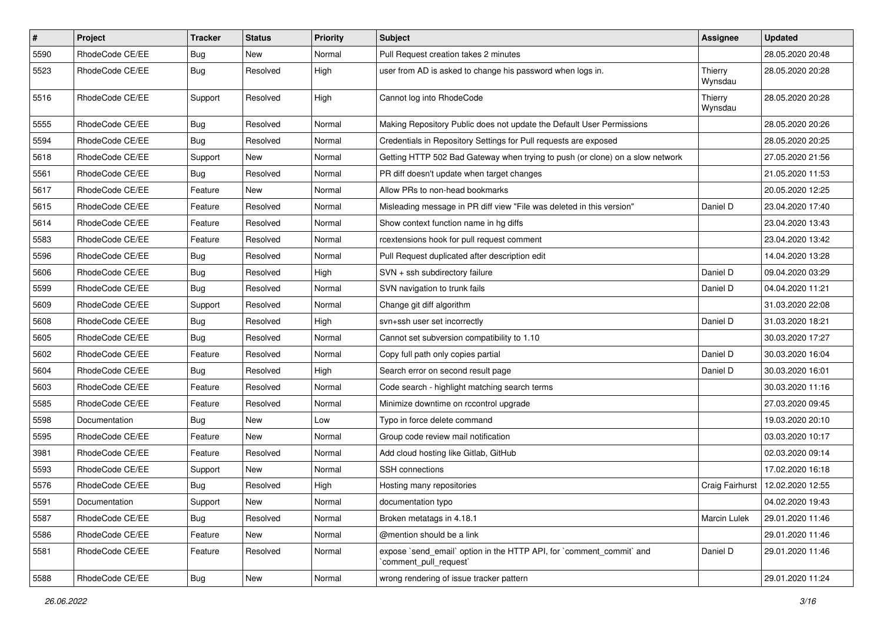| # | Project | Tracker | Status | Priority | Subject | Assignee | Updated |
| --- | --- | --- | --- | --- | --- | --- | --- |
| 5590 | RhodeCode CE/EE | Bug | New | Normal | Pull Request creation takes 2 minutes | | 28.05.2020 20:48 |
| 5523 | RhodeCode CE/EE | Bug | Resolved | High | user from AD is asked to change his password when logs in. | Thierry Wynsdau | 28.05.2020 20:28 |
| 5516 | RhodeCode CE/EE | Support | Resolved | High | Cannot log into RhodeCode | Thierry Wynsdau | 28.05.2020 20:28 |
| 5555 | RhodeCode CE/EE | Bug | Resolved | Normal | Making Repository Public does not update the Default User Permissions | | 28.05.2020 20:26 |
| 5594 | RhodeCode CE/EE | Bug | Resolved | Normal | Credentials in Repository Settings for Pull requests are exposed | | 28.05.2020 20:25 |
| 5618 | RhodeCode CE/EE | Support | New | Normal | Getting HTTP 502 Bad Gateway when trying to push (or clone) on a slow network | | 27.05.2020 21:56 |
| 5561 | RhodeCode CE/EE | Bug | Resolved | Normal | PR diff doesn't update when target changes | | 21.05.2020 11:53 |
| 5617 | RhodeCode CE/EE | Feature | New | Normal | Allow PRs to non-head bookmarks | | 20.05.2020 12:25 |
| 5615 | RhodeCode CE/EE | Feature | Resolved | Normal | Misleading message in PR diff view "File was deleted in this version" | Daniel D | 23.04.2020 17:40 |
| 5614 | RhodeCode CE/EE | Feature | Resolved | Normal | Show context function name in hg diffs | | 23.04.2020 13:43 |
| 5583 | RhodeCode CE/EE | Feature | Resolved | Normal | rcextensions hook for pull request comment | | 23.04.2020 13:42 |
| 5596 | RhodeCode CE/EE | Bug | Resolved | Normal | Pull Request duplicated after description edit | | 14.04.2020 13:28 |
| 5606 | RhodeCode CE/EE | Bug | Resolved | High | SVN + ssh subdirectory failure | Daniel D | 09.04.2020 03:29 |
| 5599 | RhodeCode CE/EE | Bug | Resolved | Normal | SVN navigation to trunk fails | Daniel D | 04.04.2020 11:21 |
| 5609 | RhodeCode CE/EE | Support | Resolved | Normal | Change git diff algorithm | | 31.03.2020 22:08 |
| 5608 | RhodeCode CE/EE | Bug | Resolved | High | svn+ssh user set incorrectly | Daniel D | 31.03.2020 18:21 |
| 5605 | RhodeCode CE/EE | Bug | Resolved | Normal | Cannot set subversion compatibility to 1.10 | | 30.03.2020 17:27 |
| 5602 | RhodeCode CE/EE | Feature | Resolved | Normal | Copy full path only copies partial | Daniel D | 30.03.2020 16:04 |
| 5604 | RhodeCode CE/EE | Bug | Resolved | High | Search error on second result page | Daniel D | 30.03.2020 16:01 |
| 5603 | RhodeCode CE/EE | Feature | Resolved | Normal | Code search - highlight matching search terms | | 30.03.2020 11:16 |
| 5585 | RhodeCode CE/EE | Feature | Resolved | Normal | Minimize downtime on rccontrol upgrade | | 27.03.2020 09:45 |
| 5598 | Documentation | Bug | New | Low | Typo in force delete command | | 19.03.2020 20:10 |
| 5595 | RhodeCode CE/EE | Feature | New | Normal | Group code review mail notification | | 03.03.2020 10:17 |
| 3981 | RhodeCode CE/EE | Feature | Resolved | Normal | Add cloud hosting like Gitlab, GitHub | | 02.03.2020 09:14 |
| 5593 | RhodeCode CE/EE | Support | New | Normal | SSH connections | | 17.02.2020 16:18 |
| 5576 | RhodeCode CE/EE | Bug | Resolved | High | Hosting many repositories | Craig Fairhurst | 12.02.2020 12:55 |
| 5591 | Documentation | Support | New | Normal | documentation typo | | 04.02.2020 19:43 |
| 5587 | RhodeCode CE/EE | Bug | Resolved | Normal | Broken metatags in 4.18.1 | Marcin Lulek | 29.01.2020 11:46 |
| 5586 | RhodeCode CE/EE | Feature | New | Normal | @mention should be a link | | 29.01.2020 11:46 |
| 5581 | RhodeCode CE/EE | Feature | Resolved | Normal | expose `send_email` option in the HTTP API, for `comment_commit` and `comment_pull_request` | Daniel D | 29.01.2020 11:46 |
| 5588 | RhodeCode CE/EE | Bug | New | Normal | wrong rendering of issue tracker pattern | | 29.01.2020 11:24 |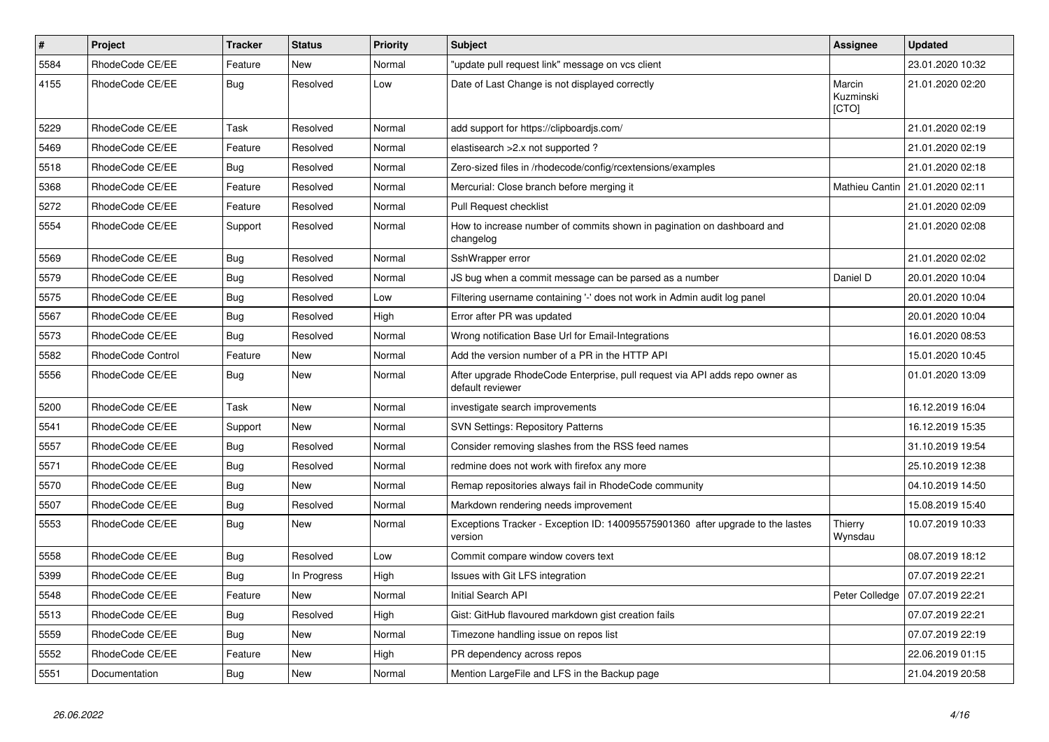| # | Project | Tracker | Status | Priority | Subject | Assignee | Updated |
|---|---|---|---|---|---|---|---|
| 5584 | RhodeCode CE/EE | Feature | New | Normal | "update pull request link" message on vcs client | | 23.01.2020 10:32 |
| 4155 | RhodeCode CE/EE | Bug | Resolved | Low | Date of Last Change is not displayed correctly | Marcin Kuzminski [CTO] | 21.01.2020 02:20 |
| 5229 | RhodeCode CE/EE | Task | Resolved | Normal | add support for https://clipboardjs.com/ | | 21.01.2020 02:19 |
| 5469 | RhodeCode CE/EE | Feature | Resolved | Normal | elastisearch >2.x not supported ? | | 21.01.2020 02:19 |
| 5518 | RhodeCode CE/EE | Bug | Resolved | Normal | Zero-sized files in /rhodecode/config/rcextensions/examples | | 21.01.2020 02:18 |
| 5368 | RhodeCode CE/EE | Feature | Resolved | Normal | Mercurial: Close branch before merging it | Mathieu Cantin | 21.01.2020 02:11 |
| 5272 | RhodeCode CE/EE | Feature | Resolved | Normal | Pull Request checklist | | 21.01.2020 02:09 |
| 5554 | RhodeCode CE/EE | Support | Resolved | Normal | How to increase number of commits shown in pagination on dashboard and changelog | | 21.01.2020 02:08 |
| 5569 | RhodeCode CE/EE | Bug | Resolved | Normal | SshWrapper error | | 21.01.2020 02:02 |
| 5579 | RhodeCode CE/EE | Bug | Resolved | Normal | JS bug when a commit message can be parsed as a number | Daniel D | 20.01.2020 10:04 |
| 5575 | RhodeCode CE/EE | Bug | Resolved | Low | Filtering username containing '-' does not work in Admin audit log panel | | 20.01.2020 10:04 |
| 5567 | RhodeCode CE/EE | Bug | Resolved | High | Error after PR was updated | | 20.01.2020 10:04 |
| 5573 | RhodeCode CE/EE | Bug | Resolved | Normal | Wrong notification Base Url for Email-Integrations | | 16.01.2020 08:53 |
| 5582 | RhodeCode Control | Feature | New | Normal | Add the version number of a PR in the HTTP API | | 15.01.2020 10:45 |
| 5556 | RhodeCode CE/EE | Bug | New | Normal | After upgrade RhodeCode Enterprise, pull request via API adds repo owner as default reviewer | | 01.01.2020 13:09 |
| 5200 | RhodeCode CE/EE | Task | New | Normal | investigate search improvements | | 16.12.2019 16:04 |
| 5541 | RhodeCode CE/EE | Support | New | Normal | SVN Settings: Repository Patterns | | 16.12.2019 15:35 |
| 5557 | RhodeCode CE/EE | Bug | Resolved | Normal | Consider removing slashes from the RSS feed names | | 31.10.2019 19:54 |
| 5571 | RhodeCode CE/EE | Bug | Resolved | Normal | redmine does not work with firefox any more | | 25.10.2019 12:38 |
| 5570 | RhodeCode CE/EE | Bug | New | Normal | Remap repositories always fail in RhodeCode community | | 04.10.2019 14:50 |
| 5507 | RhodeCode CE/EE | Bug | Resolved | Normal | Markdown rendering needs improvement | | 15.08.2019 15:40 |
| 5553 | RhodeCode CE/EE | Bug | New | Normal | Exceptions Tracker - Exception ID: 140095575901360 after upgrade to the lastes version | Thierry Wynsdau | 10.07.2019 10:33 |
| 5558 | RhodeCode CE/EE | Bug | Resolved | Low | Commit compare window covers text | | 08.07.2019 18:12 |
| 5399 | RhodeCode CE/EE | Bug | In Progress | High | Issues with Git LFS integration | | 07.07.2019 22:21 |
| 5548 | RhodeCode CE/EE | Feature | New | Normal | Initial Search API | Peter Colledge | 07.07.2019 22:21 |
| 5513 | RhodeCode CE/EE | Bug | Resolved | High | Gist: GitHub flavoured markdown gist creation fails | | 07.07.2019 22:21 |
| 5559 | RhodeCode CE/EE | Bug | New | Normal | Timezone handling issue on repos list | | 07.07.2019 22:19 |
| 5552 | RhodeCode CE/EE | Feature | New | High | PR dependency across repos | | 22.06.2019 01:15 |
| 5551 | Documentation | Bug | New | Normal | Mention LargeFile and LFS in the Backup page | | 21.04.2019 20:58 |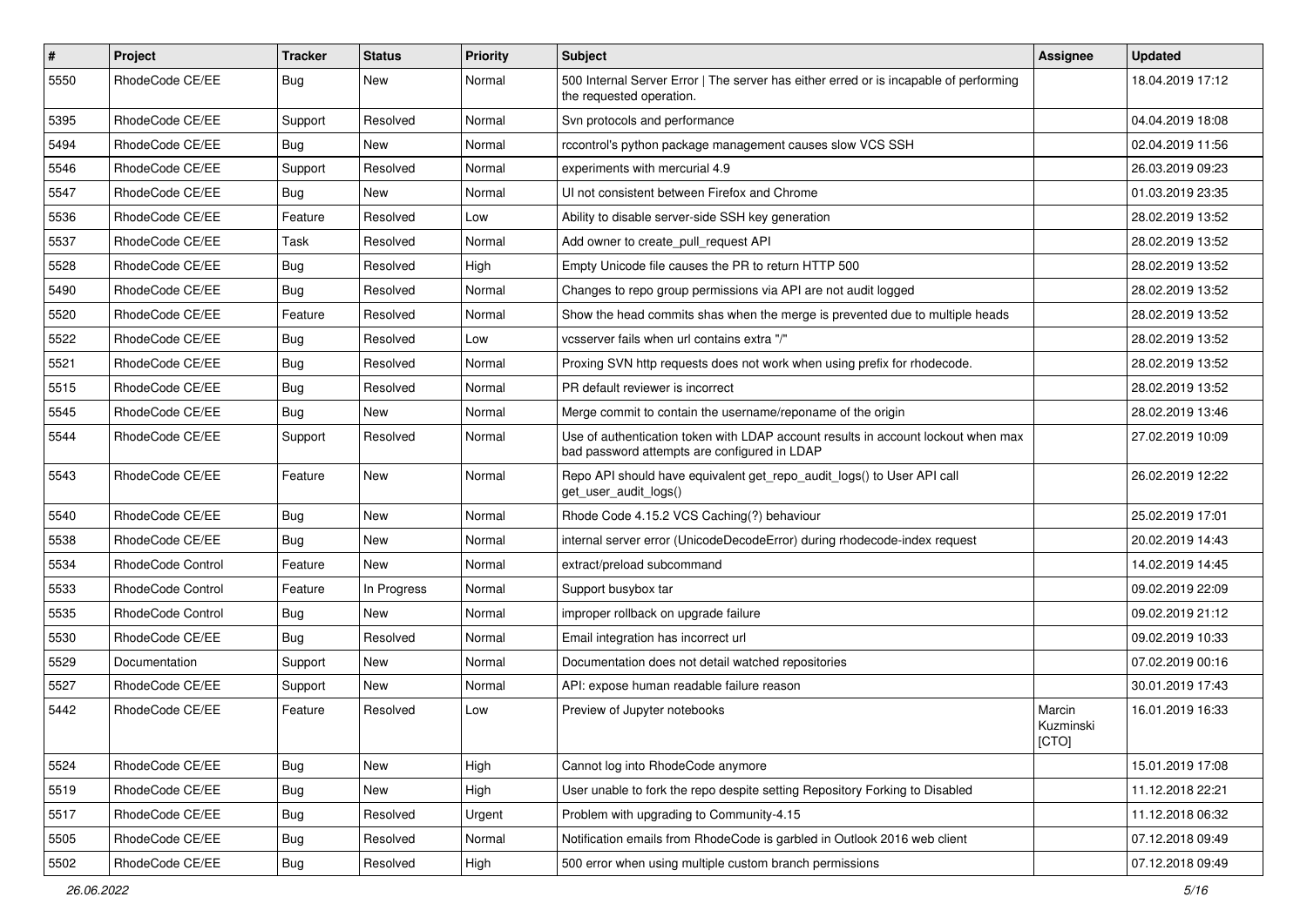| # | Project | Tracker | Status | Priority | Subject | Assignee | Updated |
|---|---|---|---|---|---|---|---|
| 5550 | RhodeCode CE/EE | Bug | New | Normal | 500 Internal Server Error \| The server has either erred or is incapable of performing the requested operation. | | 18.04.2019 17:12 |
| 5395 | RhodeCode CE/EE | Support | Resolved | Normal | Svn protocols and performance | | 04.04.2019 18:08 |
| 5494 | RhodeCode CE/EE | Bug | New | Normal | rccontrol's python package management causes slow VCS SSH | | 02.04.2019 11:56 |
| 5546 | RhodeCode CE/EE | Support | Resolved | Normal | experiments with mercurial 4.9 | | 26.03.2019 09:23 |
| 5547 | RhodeCode CE/EE | Bug | New | Normal | UI not consistent between Firefox and Chrome | | 01.03.2019 23:35 |
| 5536 | RhodeCode CE/EE | Feature | Resolved | Low | Ability to disable server-side SSH key generation | | 28.02.2019 13:52 |
| 5537 | RhodeCode CE/EE | Task | Resolved | Normal | Add owner to create_pull_request API | | 28.02.2019 13:52 |
| 5528 | RhodeCode CE/EE | Bug | Resolved | High | Empty Unicode file causes the PR to return HTTP 500 | | 28.02.2019 13:52 |
| 5490 | RhodeCode CE/EE | Bug | Resolved | Normal | Changes to repo group permissions via API are not audit logged | | 28.02.2019 13:52 |
| 5520 | RhodeCode CE/EE | Feature | Resolved | Normal | Show the head commits shas when the merge is prevented due to multiple heads | | 28.02.2019 13:52 |
| 5522 | RhodeCode CE/EE | Bug | Resolved | Low | vcsserver fails when url contains extra "/" | | 28.02.2019 13:52 |
| 5521 | RhodeCode CE/EE | Bug | Resolved | Normal | Proxing SVN http requests does not work when using prefix for rhodecode. | | 28.02.2019 13:52 |
| 5515 | RhodeCode CE/EE | Bug | Resolved | Normal | PR default reviewer is incorrect | | 28.02.2019 13:52 |
| 5545 | RhodeCode CE/EE | Bug | New | Normal | Merge commit to contain the username/reponame of the origin | | 28.02.2019 13:46 |
| 5544 | RhodeCode CE/EE | Support | Resolved | Normal | Use of authentication token with LDAP account results in account lockout when max bad password attempts are configured in LDAP | | 27.02.2019 10:09 |
| 5543 | RhodeCode CE/EE | Feature | New | Normal | Repo API should have equivalent get_repo_audit_logs() to User API call get_user_audit_logs() | | 26.02.2019 12:22 |
| 5540 | RhodeCode CE/EE | Bug | New | Normal | Rhode Code 4.15.2 VCS Caching(?) behaviour | | 25.02.2019 17:01 |
| 5538 | RhodeCode CE/EE | Bug | New | Normal | internal server error (UnicodeDecodeError) during rhodecode-index request | | 20.02.2019 14:43 |
| 5534 | RhodeCode Control | Feature | New | Normal | extract/preload subcommand | | 14.02.2019 14:45 |
| 5533 | RhodeCode Control | Feature | In Progress | Normal | Support busybox tar | | 09.02.2019 22:09 |
| 5535 | RhodeCode Control | Bug | New | Normal | improper rollback on upgrade failure | | 09.02.2019 21:12 |
| 5530 | RhodeCode CE/EE | Bug | Resolved | Normal | Email integration has incorrect url | | 09.02.2019 10:33 |
| 5529 | Documentation | Support | New | Normal | Documentation does not detail watched repositories | | 07.02.2019 00:16 |
| 5527 | RhodeCode CE/EE | Support | New | Normal | API: expose human readable failure reason | | 30.01.2019 17:43 |
| 5442 | RhodeCode CE/EE | Feature | Resolved | Low | Preview of Jupyter notebooks | Marcin Kuzminski [CTO] | 16.01.2019 16:33 |
| 5524 | RhodeCode CE/EE | Bug | New | High | Cannot log into RhodeCode anymore | | 15.01.2019 17:08 |
| 5519 | RhodeCode CE/EE | Bug | New | High | User unable to fork the repo despite setting Repository Forking to Disabled | | 11.12.2018 22:21 |
| 5517 | RhodeCode CE/EE | Bug | Resolved | Urgent | Problem with upgrading to Community-4.15 | | 11.12.2018 06:32 |
| 5505 | RhodeCode CE/EE | Bug | Resolved | Normal | Notification emails from RhodeCode is garbled in Outlook 2016 web client | | 07.12.2018 09:49 |
| 5502 | RhodeCode CE/EE | Bug | Resolved | High | 500 error when using multiple custom branch permissions | | 07.12.2018 09:49 |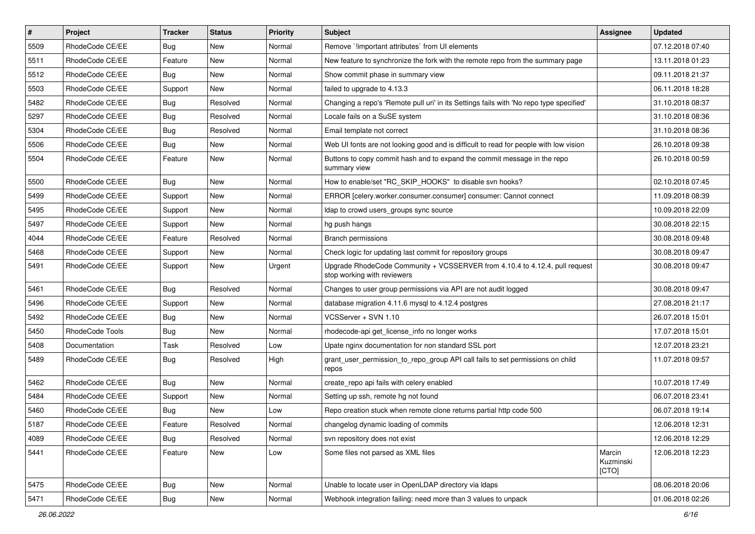| # | Project | Tracker | Status | Priority | Subject | Assignee | Updated |
|---|---|---|---|---|---|---|---|
| 5509 | RhodeCode CE/EE | Bug | New | Normal | Remove `!important attributes` from UI elements | | 07.12.2018 07:40 |
| 5511 | RhodeCode CE/EE | Feature | New | Normal | New feature to synchronize the fork with the remote repo from the summary page | | 13.11.2018 01:23 |
| 5512 | RhodeCode CE/EE | Bug | New | Normal | Show commit phase in summary view | | 09.11.2018 21:37 |
| 5503 | RhodeCode CE/EE | Support | New | Normal | failed to upgrade to 4.13.3 | | 06.11.2018 18:28 |
| 5482 | RhodeCode CE/EE | Bug | Resolved | Normal | Changing a repo's 'Remote pull uri' in its Settings fails with 'No repo type specified' | | 31.10.2018 08:37 |
| 5297 | RhodeCode CE/EE | Bug | Resolved | Normal | Locale fails on a SuSE system | | 31.10.2018 08:36 |
| 5304 | RhodeCode CE/EE | Bug | Resolved | Normal | Email template not correct | | 31.10.2018 08:36 |
| 5506 | RhodeCode CE/EE | Bug | New | Normal | Web UI fonts are not looking good and is difficult to read for people with low vision | | 26.10.2018 09:38 |
| 5504 | RhodeCode CE/EE | Feature | New | Normal | Buttons to copy commit hash and to expand the commit message in the repo summary view | | 26.10.2018 00:59 |
| 5500 | RhodeCode CE/EE | Bug | New | Normal | How to enable/set "RC_SKIP_HOOKS" to disable svn hooks? | | 02.10.2018 07:45 |
| 5499 | RhodeCode CE/EE | Support | New | Normal | ERROR [celery.worker.consumer.consumer] consumer: Cannot connect | | 11.09.2018 08:39 |
| 5495 | RhodeCode CE/EE | Support | New | Normal | ldap to crowd users_groups sync source | | 10.09.2018 22:09 |
| 5497 | RhodeCode CE/EE | Support | New | Normal | hg push hangs | | 30.08.2018 22:15 |
| 4044 | RhodeCode CE/EE | Feature | Resolved | Normal | Branch permissions | | 30.08.2018 09:48 |
| 5468 | RhodeCode CE/EE | Support | New | Normal | Check logic for updating last commit for repository groups | | 30.08.2018 09:47 |
| 5491 | RhodeCode CE/EE | Support | New | Urgent | Upgrade RhodeCode Community + VCSSERVER from 4.10.4 to 4.12.4, pull request stop working with reviewers | | 30.08.2018 09:47 |
| 5461 | RhodeCode CE/EE | Bug | Resolved | Normal | Changes to user group permissions via API are not audit logged | | 30.08.2018 09:47 |
| 5496 | RhodeCode CE/EE | Support | New | Normal | database migration 4.11.6 mysql to 4.12.4 postgres | | 27.08.2018 21:17 |
| 5492 | RhodeCode CE/EE | Bug | New | Normal | VCSServer + SVN 1.10 | | 26.07.2018 15:01 |
| 5450 | RhodeCode Tools | Bug | New | Normal | rhodecode-api get_license_info no longer works | | 17.07.2018 15:01 |
| 5408 | Documentation | Task | Resolved | Low | Upate nginx documentation for non standard SSL port | | 12.07.2018 23:21 |
| 5489 | RhodeCode CE/EE | Bug | Resolved | High | grant_user_permission_to_repo_group API call fails to set permissions on child repos | | 11.07.2018 09:57 |
| 5462 | RhodeCode CE/EE | Bug | New | Normal | create_repo api fails with celery enabled | | 10.07.2018 17:49 |
| 5484 | RhodeCode CE/EE | Support | New | Normal | Setting up ssh, remote hg not found | | 06.07.2018 23:41 |
| 5460 | RhodeCode CE/EE | Bug | New | Low | Repo creation stuck when remote clone returns partial http code 500 | | 06.07.2018 19:14 |
| 5187 | RhodeCode CE/EE | Feature | Resolved | Normal | changelog dynamic loading of commits | | 12.06.2018 12:31 |
| 4089 | RhodeCode CE/EE | Bug | Resolved | Normal | svn repository does not exist | | 12.06.2018 12:29 |
| 5441 | RhodeCode CE/EE | Feature | New | Low | Some files not parsed as XML files | Marcin Kuzminski [CTO] | 12.06.2018 12:23 |
| 5475 | RhodeCode CE/EE | Bug | New | Normal | Unable to locate user in OpenLDAP directory via ldaps | | 08.06.2018 20:06 |
| 5471 | RhodeCode CE/EE | Bug | New | Normal | Webhook integration failing: need more than 3 values to unpack | | 01.06.2018 02:26 |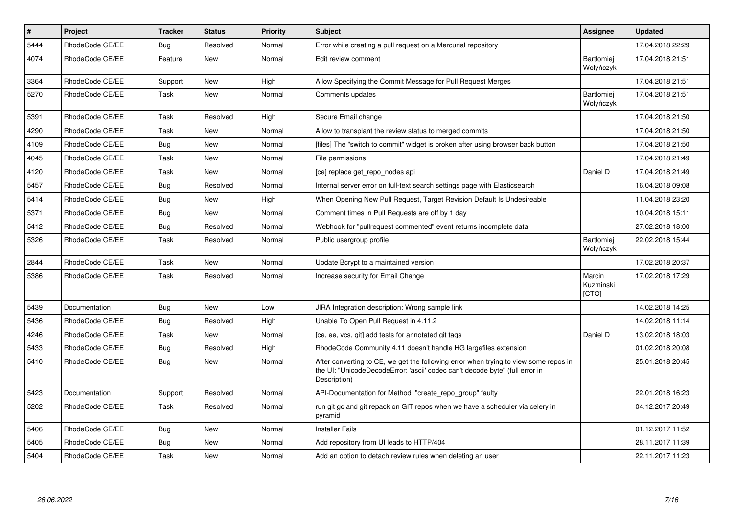| # | Project | Tracker | Status | Priority | Subject | Assignee | Updated |
| --- | --- | --- | --- | --- | --- | --- | --- |
| 5444 | RhodeCode CE/EE | Bug | Resolved | Normal | Error while creating a pull request on a Mercurial repository | | 17.04.2018 22:29 |
| 4074 | RhodeCode CE/EE | Feature | New | Normal | Edit review comment | Bartłomiej Wołyńczyk | 17.04.2018 21:51 |
| 3364 | RhodeCode CE/EE | Support | New | High | Allow Specifying the Commit Message for Pull Request Merges | | 17.04.2018 21:51 |
| 5270 | RhodeCode CE/EE | Task | New | Normal | Comments updates | Bartłomiej Wołyńczyk | 17.04.2018 21:51 |
| 5391 | RhodeCode CE/EE | Task | Resolved | High | Secure Email change | | 17.04.2018 21:50 |
| 4290 | RhodeCode CE/EE | Task | New | Normal | Allow to transplant the review status to merged commits | | 17.04.2018 21:50 |
| 4109 | RhodeCode CE/EE | Bug | New | Normal | [files] The "switch to commit" widget is broken after using browser back button | | 17.04.2018 21:50 |
| 4045 | RhodeCode CE/EE | Task | New | Normal | File permissions | | 17.04.2018 21:49 |
| 4120 | RhodeCode CE/EE | Task | New | Normal | [ce] replace get_repo_nodes api | Daniel D | 17.04.2018 21:49 |
| 5457 | RhodeCode CE/EE | Bug | Resolved | Normal | Internal server error on full-text search settings page with Elasticsearch | | 16.04.2018 09:08 |
| 5414 | RhodeCode CE/EE | Bug | New | High | When Opening New Pull Request, Target Revision Default Is Undesireable | | 11.04.2018 23:20 |
| 5371 | RhodeCode CE/EE | Bug | New | Normal | Comment times in Pull Requests are off by 1 day | | 10.04.2018 15:11 |
| 5412 | RhodeCode CE/EE | Bug | Resolved | Normal | Webhook for "pullrequest commented" event returns incomplete data | | 27.02.2018 18:00 |
| 5326 | RhodeCode CE/EE | Task | Resolved | Normal | Public usergroup profile | Bartłomiej Wołyńczyk | 22.02.2018 15:44 |
| 2844 | RhodeCode CE/EE | Task | New | Normal | Update Bcrypt to a maintained version | | 17.02.2018 20:37 |
| 5386 | RhodeCode CE/EE | Task | Resolved | Normal | Increase security for Email Change | Marcin Kuzminski [CTO] | 17.02.2018 17:29 |
| 5439 | Documentation | Bug | New | Low | JIRA Integration description: Wrong sample link | | 14.02.2018 14:25 |
| 5436 | RhodeCode CE/EE | Bug | Resolved | High | Unable To Open Pull Request in 4.11.2 | | 14.02.2018 11:14 |
| 4246 | RhodeCode CE/EE | Task | New | Normal | [ce, ee, vcs, git] add tests for annotated git tags | Daniel D | 13.02.2018 18:03 |
| 5433 | RhodeCode CE/EE | Bug | Resolved | High | RhodeCode Community 4.11 doesn't handle HG largefiles extension | | 01.02.2018 20:08 |
| 5410 | RhodeCode CE/EE | Bug | New | Normal | After converting to CE, we get the following error when trying to view some repos in the UI: "UnicodeDecodeError: 'ascii' codec can't decode byte" (full error in Description) | | 25.01.2018 20:45 |
| 5423 | Documentation | Support | Resolved | Normal | API-Documentation for Method "create_repo_group" faulty | | 22.01.2018 16:23 |
| 5202 | RhodeCode CE/EE | Task | Resolved | Normal | run git gc and git repack on GIT repos when we have a scheduler via celery in pyramid | | 04.12.2017 20:49 |
| 5406 | RhodeCode CE/EE | Bug | New | Normal | Installer Fails | | 01.12.2017 11:52 |
| 5405 | RhodeCode CE/EE | Bug | New | Normal | Add repository from UI leads to HTTP/404 | | 28.11.2017 11:39 |
| 5404 | RhodeCode CE/EE | Task | New | Normal | Add an option to detach review rules when deleting an user | | 22.11.2017 11:23 |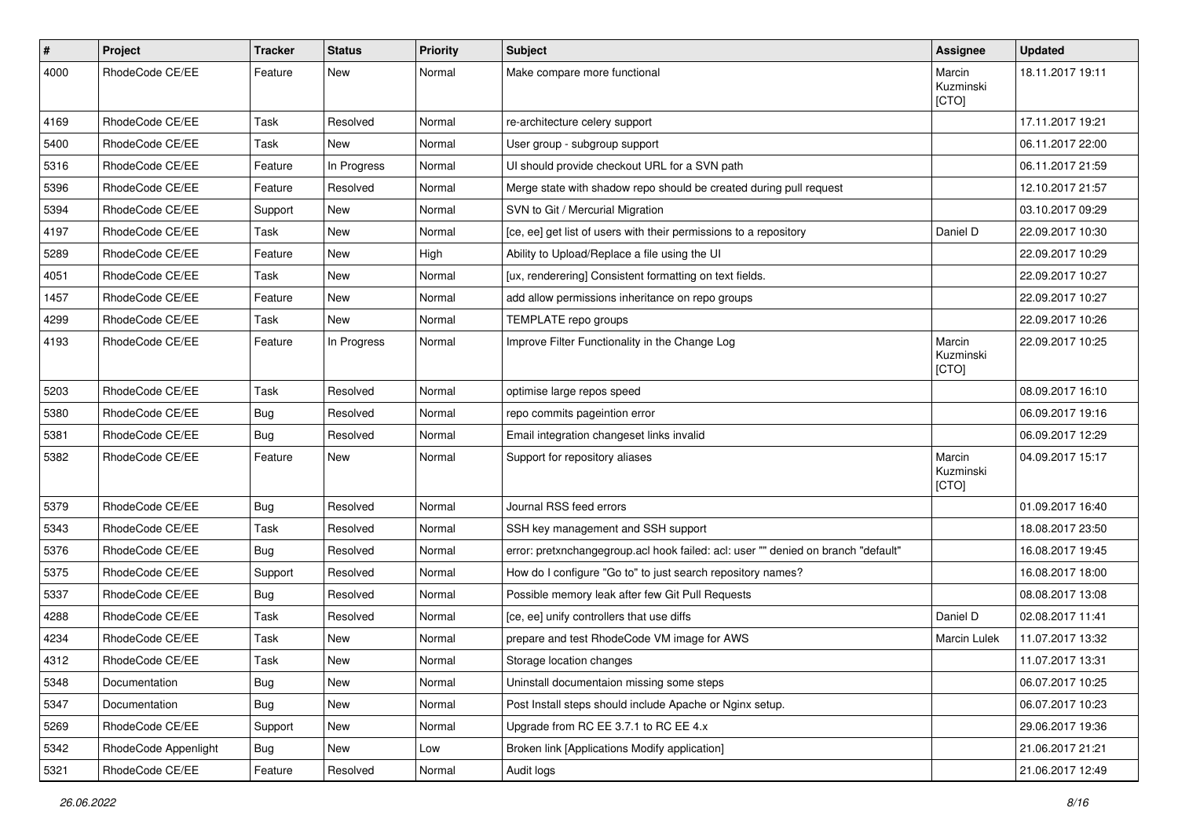| # | Project | Tracker | Status | Priority | Subject | Assignee | Updated |
|---|---|---|---|---|---|---|---|
| 4000 | RhodeCode CE/EE | Feature | New | Normal | Make compare more functional | Marcin Kuzminski [CTO] | 18.11.2017 19:11 |
| 4169 | RhodeCode CE/EE | Task | Resolved | Normal | re-architecture celery support | | 17.11.2017 19:21 |
| 5400 | RhodeCode CE/EE | Task | New | Normal | User group - subgroup support | | 06.11.2017 22:00 |
| 5316 | RhodeCode CE/EE | Feature | In Progress | Normal | UI should provide checkout URL for a SVN path | | 06.11.2017 21:59 |
| 5396 | RhodeCode CE/EE | Feature | Resolved | Normal | Merge state with shadow repo should be created during pull request | | 12.10.2017 21:57 |
| 5394 | RhodeCode CE/EE | Support | New | Normal | SVN to Git / Mercurial Migration | | 03.10.2017 09:29 |
| 4197 | RhodeCode CE/EE | Task | New | Normal | [ce, ee] get list of users with their permissions to a repository | Daniel D | 22.09.2017 10:30 |
| 5289 | RhodeCode CE/EE | Feature | New | High | Ability to Upload/Replace a file using the UI | | 22.09.2017 10:29 |
| 4051 | RhodeCode CE/EE | Task | New | Normal | [ux, renderering] Consistent formatting on text fields. | | 22.09.2017 10:27 |
| 1457 | RhodeCode CE/EE | Feature | New | Normal | add allow permissions inheritance on repo groups | | 22.09.2017 10:27 |
| 4299 | RhodeCode CE/EE | Task | New | Normal | TEMPLATE repo groups | | 22.09.2017 10:26 |
| 4193 | RhodeCode CE/EE | Feature | In Progress | Normal | Improve Filter Functionality in the Change Log | Marcin Kuzminski [CTO] | 22.09.2017 10:25 |
| 5203 | RhodeCode CE/EE | Task | Resolved | Normal | optimise large repos speed | | 08.09.2017 16:10 |
| 5380 | RhodeCode CE/EE | Bug | Resolved | Normal | repo commits pageintion error | | 06.09.2017 19:16 |
| 5381 | RhodeCode CE/EE | Bug | Resolved | Normal | Email integration changeset links invalid | | 06.09.2017 12:29 |
| 5382 | RhodeCode CE/EE | Feature | New | Normal | Support for repository aliases | Marcin Kuzminski [CTO] | 04.09.2017 15:17 |
| 5379 | RhodeCode CE/EE | Bug | Resolved | Normal | Journal RSS feed errors | | 01.09.2017 16:40 |
| 5343 | RhodeCode CE/EE | Task | Resolved | Normal | SSH key management and SSH support | | 18.08.2017 23:50 |
| 5376 | RhodeCode CE/EE | Bug | Resolved | Normal | error: pretxnchangegroup.acl hook failed: acl: user "" denied on branch "default" | | 16.08.2017 19:45 |
| 5375 | RhodeCode CE/EE | Support | Resolved | Normal | How do I configure "Go to" to just search repository names? | | 16.08.2017 18:00 |
| 5337 | RhodeCode CE/EE | Bug | Resolved | Normal | Possible memory leak after few Git Pull Requests | | 08.08.2017 13:08 |
| 4288 | RhodeCode CE/EE | Task | Resolved | Normal | [ce, ee] unify controllers that use diffs | Daniel D | 02.08.2017 11:41 |
| 4234 | RhodeCode CE/EE | Task | New | Normal | prepare and test RhodeCode VM image for AWS | Marcin Lulek | 11.07.2017 13:32 |
| 4312 | RhodeCode CE/EE | Task | New | Normal | Storage location changes | | 11.07.2017 13:31 |
| 5348 | Documentation | Bug | New | Normal | Uninstall documentaion missing some steps | | 06.07.2017 10:25 |
| 5347 | Documentation | Bug | New | Normal | Post Install steps should include Apache or Nginx setup. | | 06.07.2017 10:23 |
| 5269 | RhodeCode CE/EE | Support | New | Normal | Upgrade from RC EE 3.7.1 to RC EE 4.x | | 29.06.2017 19:36 |
| 5342 | RhodeCode Appenlight | Bug | New | Low | Broken link [Applications Modify application] | | 21.06.2017 21:21 |
| 5321 | RhodeCode CE/EE | Feature | Resolved | Normal | Audit logs | | 21.06.2017 12:49 |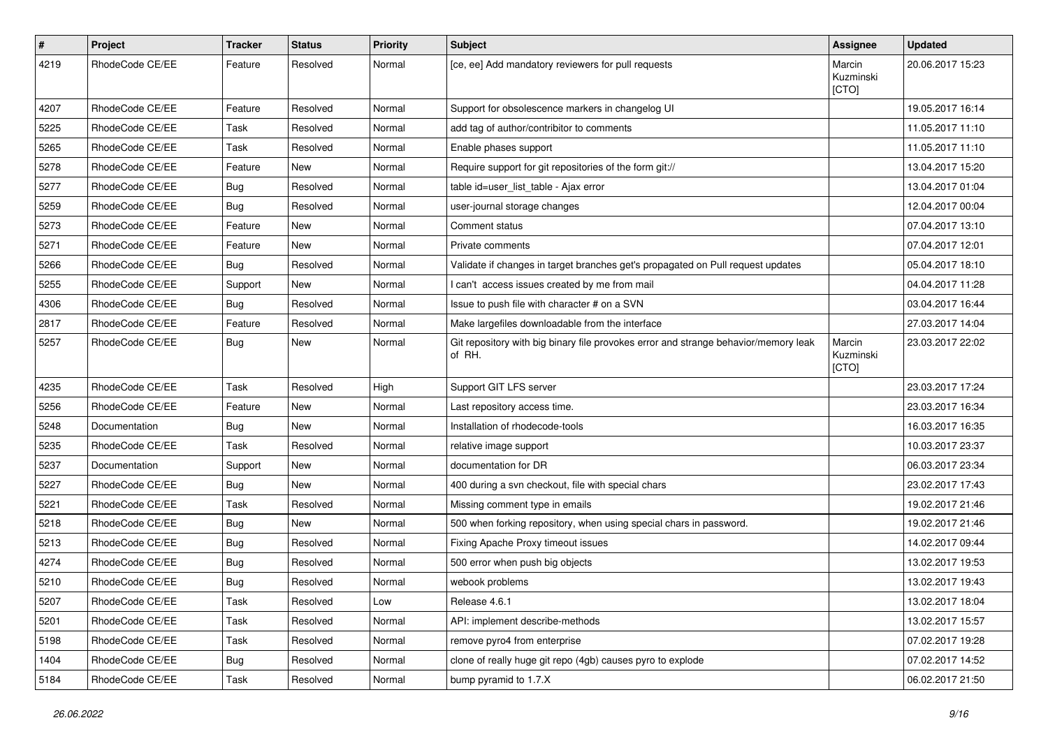| # | Project | Tracker | Status | Priority | Subject | Assignee | Updated |
|---|---|---|---|---|---|---|---|
| 4219 | RhodeCode CE/EE | Feature | Resolved | Normal | [ce, ee] Add mandatory reviewers for pull requests | Marcin Kuzminski [CTO] | 20.06.2017 15:23 |
| 4207 | RhodeCode CE/EE | Feature | Resolved | Normal | Support for obsolescence markers in changelog UI | | 19.05.2017 16:14 |
| 5225 | RhodeCode CE/EE | Task | Resolved | Normal | add tag of author/contribitor to comments | | 11.05.2017 11:10 |
| 5265 | RhodeCode CE/EE | Task | Resolved | Normal | Enable phases support | | 11.05.2017 11:10 |
| 5278 | RhodeCode CE/EE | Feature | New | Normal | Require support for git repositories of the form git:// | | 13.04.2017 15:20 |
| 5277 | RhodeCode CE/EE | Bug | Resolved | Normal | table id=user_list_table - Ajax error | | 13.04.2017 01:04 |
| 5259 | RhodeCode CE/EE | Bug | Resolved | Normal | user-journal storage changes | | 12.04.2017 00:04 |
| 5273 | RhodeCode CE/EE | Feature | New | Normal | Comment status | | 07.04.2017 13:10 |
| 5271 | RhodeCode CE/EE | Feature | New | Normal | Private comments | | 07.04.2017 12:01 |
| 5266 | RhodeCode CE/EE | Bug | Resolved | Normal | Validate if changes in target branches get's propagated on Pull request updates | | 05.04.2017 18:10 |
| 5255 | RhodeCode CE/EE | Support | New | Normal | I can't access issues created by me from mail | | 04.04.2017 11:28 |
| 4306 | RhodeCode CE/EE | Bug | Resolved | Normal | Issue to push file with character # on a SVN | | 03.04.2017 16:44 |
| 2817 | RhodeCode CE/EE | Feature | Resolved | Normal | Make largefiles downloadable from the interface | | 27.03.2017 14:04 |
| 5257 | RhodeCode CE/EE | Bug | New | Normal | Git repository with big binary file provokes error and strange behavior/memory leak of RH. | Marcin Kuzminski [CTO] | 23.03.2017 22:02 |
| 4235 | RhodeCode CE/EE | Task | Resolved | High | Support GIT LFS server | | 23.03.2017 17:24 |
| 5256 | RhodeCode CE/EE | Feature | New | Normal | Last repository access time. | | 23.03.2017 16:34 |
| 5248 | Documentation | Bug | New | Normal | Installation of rhodecode-tools | | 16.03.2017 16:35 |
| 5235 | RhodeCode CE/EE | Task | Resolved | Normal | relative image support | | 10.03.2017 23:37 |
| 5237 | Documentation | Support | New | Normal | documentation for DR | | 06.03.2017 23:34 |
| 5227 | RhodeCode CE/EE | Bug | New | Normal | 400 during a svn checkout, file with special chars | | 23.02.2017 17:43 |
| 5221 | RhodeCode CE/EE | Task | Resolved | Normal | Missing comment type in emails | | 19.02.2017 21:46 |
| 5218 | RhodeCode CE/EE | Bug | New | Normal | 500 when forking repository, when using special chars in password. | | 19.02.2017 21:46 |
| 5213 | RhodeCode CE/EE | Bug | Resolved | Normal | Fixing Apache Proxy timeout issues | | 14.02.2017 09:44 |
| 4274 | RhodeCode CE/EE | Bug | Resolved | Normal | 500 error when push big objects | | 13.02.2017 19:53 |
| 5210 | RhodeCode CE/EE | Bug | Resolved | Normal | webook problems | | 13.02.2017 19:43 |
| 5207 | RhodeCode CE/EE | Task | Resolved | Low | Release 4.6.1 | | 13.02.2017 18:04 |
| 5201 | RhodeCode CE/EE | Task | Resolved | Normal | API: implement describe-methods | | 13.02.2017 15:57 |
| 5198 | RhodeCode CE/EE | Task | Resolved | Normal | remove pyro4 from enterprise | | 07.02.2017 19:28 |
| 1404 | RhodeCode CE/EE | Bug | Resolved | Normal | clone of really huge git repo (4gb) causes pyro to explode | | 07.02.2017 14:52 |
| 5184 | RhodeCode CE/EE | Task | Resolved | Normal | bump pyramid to 1.7.X | | 06.02.2017 21:50 |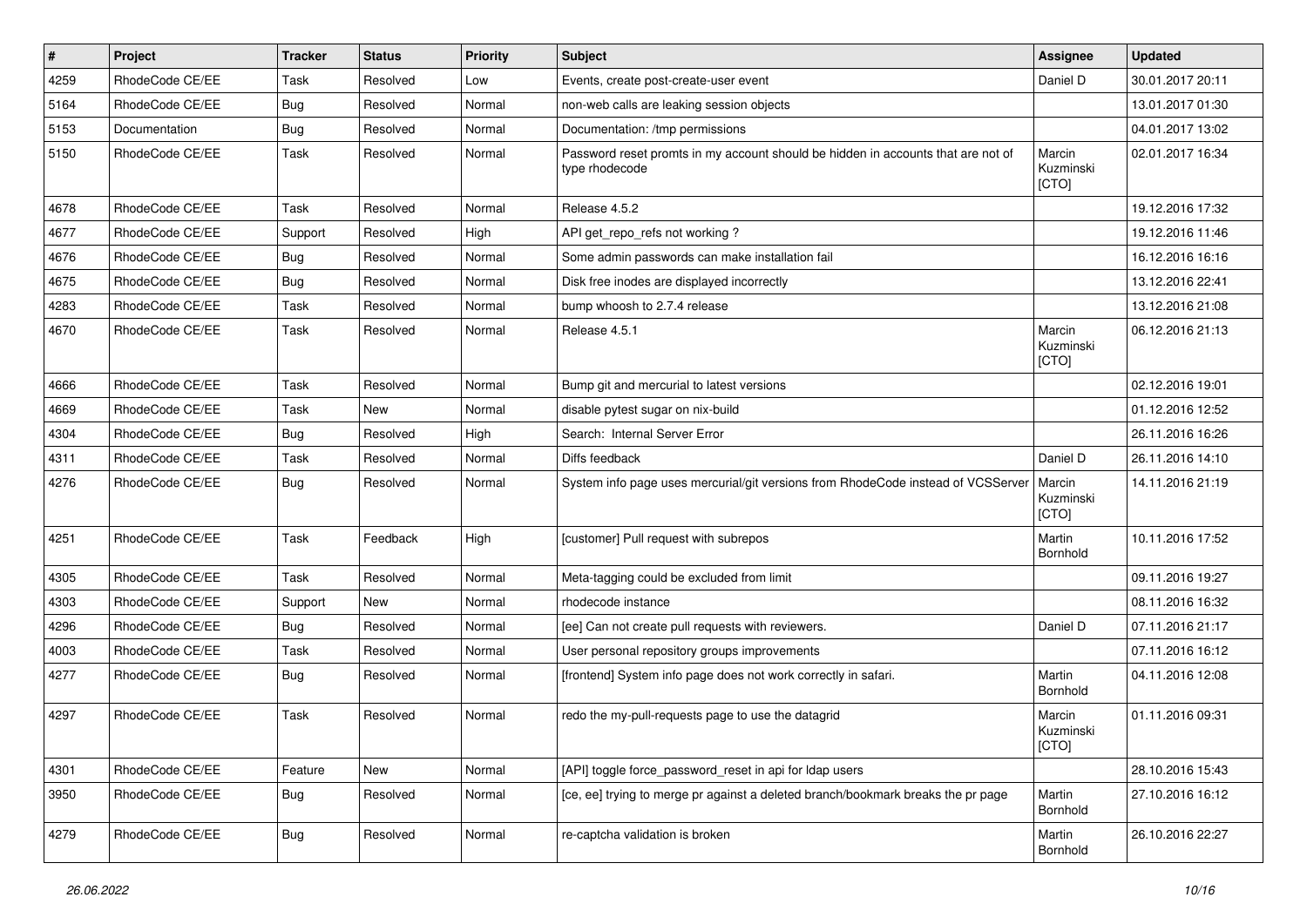| # | Project | Tracker | Status | Priority | Subject | Assignee | Updated |
|---|---|---|---|---|---|---|---|
| 4259 | RhodeCode CE/EE | Task | Resolved | Low | Events, create post-create-user event | Daniel D | 30.01.2017 20:11 |
| 5164 | RhodeCode CE/EE | Bug | Resolved | Normal | non-web calls are leaking session objects | | 13.01.2017 01:30 |
| 5153 | Documentation | Bug | Resolved | Normal | Documentation: /tmp permissions | | 04.01.2017 13:02 |
| 5150 | RhodeCode CE/EE | Task | Resolved | Normal | Password reset promts in my account should be hidden in accounts that are not of type rhodecode | Marcin Kuzminski [CTO] | 02.01.2017 16:34 |
| 4678 | RhodeCode CE/EE | Task | Resolved | Normal | Release 4.5.2 | | 19.12.2016 17:32 |
| 4677 | RhodeCode CE/EE | Support | Resolved | High | API get_repo_refs not working ? | | 19.12.2016 11:46 |
| 4676 | RhodeCode CE/EE | Bug | Resolved | Normal | Some admin passwords can make installation fail | | 16.12.2016 16:16 |
| 4675 | RhodeCode CE/EE | Bug | Resolved | Normal | Disk free inodes are displayed incorrectly | | 13.12.2016 22:41 |
| 4283 | RhodeCode CE/EE | Task | Resolved | Normal | bump whoosh to 2.7.4 release | | 13.12.2016 21:08 |
| 4670 | RhodeCode CE/EE | Task | Resolved | Normal | Release 4.5.1 | Marcin Kuzminski [CTO] | 06.12.2016 21:13 |
| 4666 | RhodeCode CE/EE | Task | Resolved | Normal | Bump git and mercurial to latest versions | | 02.12.2016 19:01 |
| 4669 | RhodeCode CE/EE | Task | New | Normal | disable pytest sugar on nix-build | | 01.12.2016 12:52 |
| 4304 | RhodeCode CE/EE | Bug | Resolved | High | Search: Internal Server Error | | 26.11.2016 16:26 |
| 4311 | RhodeCode CE/EE | Task | Resolved | Normal | Diffs feedback | Daniel D | 26.11.2016 14:10 |
| 4276 | RhodeCode CE/EE | Bug | Resolved | Normal | System info page uses mercurial/git versions from RhodeCode instead of VCSServer | Marcin Kuzminski [CTO] | 14.11.2016 21:19 |
| 4251 | RhodeCode CE/EE | Task | Feedback | High | [customer] Pull request with subrepos | Martin Bornhold | 10.11.2016 17:52 |
| 4305 | RhodeCode CE/EE | Task | Resolved | Normal | Meta-tagging could be excluded from limit | | 09.11.2016 19:27 |
| 4303 | RhodeCode CE/EE | Support | New | Normal | rhodecode instance | | 08.11.2016 16:32 |
| 4296 | RhodeCode CE/EE | Bug | Resolved | Normal | [ee] Can not create pull requests with reviewers. | Daniel D | 07.11.2016 21:17 |
| 4003 | RhodeCode CE/EE | Task | Resolved | Normal | User personal repository groups improvements | | 07.11.2016 16:12 |
| 4277 | RhodeCode CE/EE | Bug | Resolved | Normal | [frontend] System info page does not work correctly in safari. | Martin Bornhold | 04.11.2016 12:08 |
| 4297 | RhodeCode CE/EE | Task | Resolved | Normal | redo the my-pull-requests page to use the datagrid | Marcin Kuzminski [CTO] | 01.11.2016 09:31 |
| 4301 | RhodeCode CE/EE | Feature | New | Normal | [API] toggle force_password_reset in api for ldap users | | 28.10.2016 15:43 |
| 3950 | RhodeCode CE/EE | Bug | Resolved | Normal | [ce, ee] trying to merge pr against a deleted branch/bookmark breaks the pr page | Martin Bornhold | 27.10.2016 16:12 |
| 4279 | RhodeCode CE/EE | Bug | Resolved | Normal | re-captcha validation is broken | Martin Bornhold | 26.10.2016 22:27 |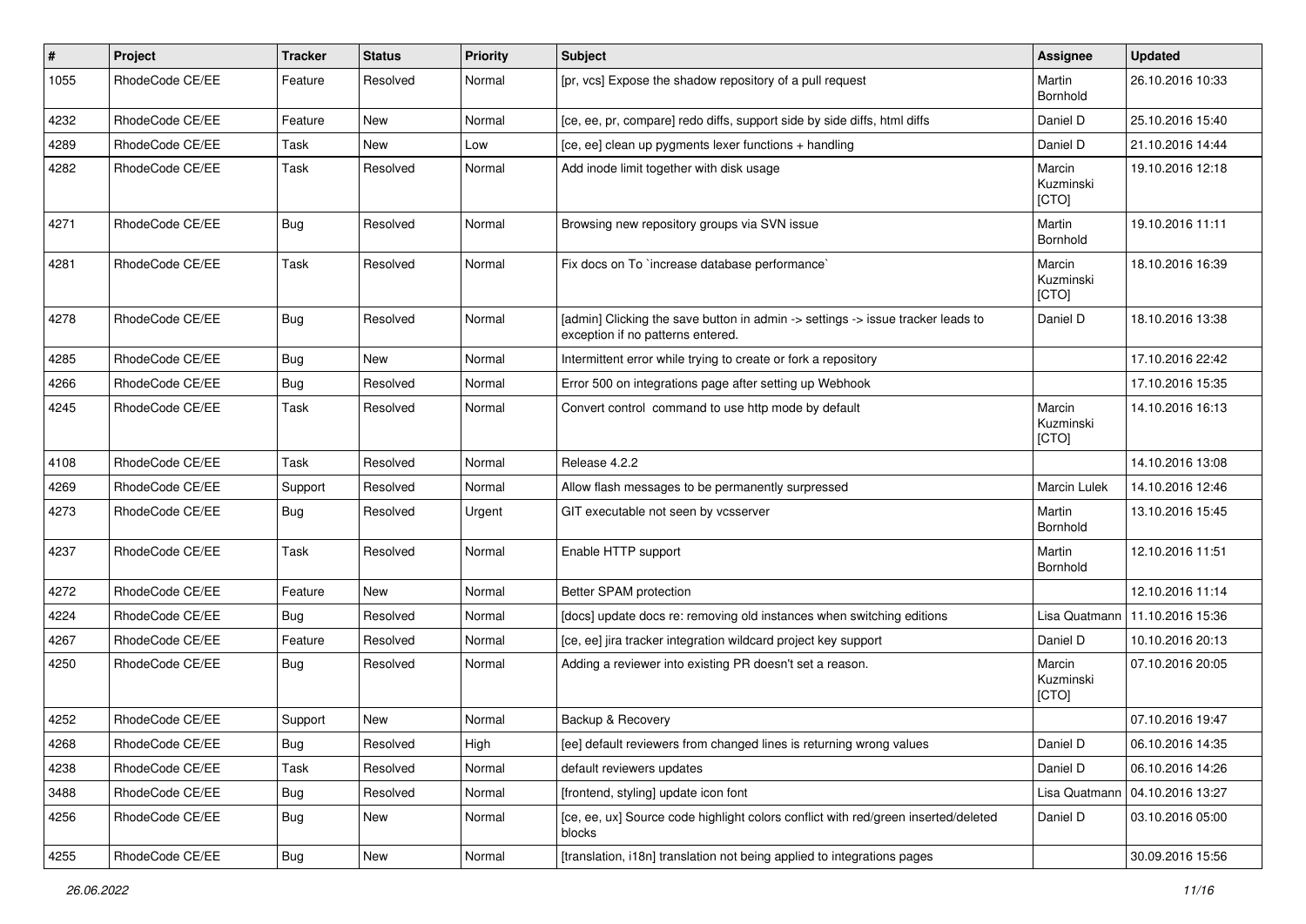| # | Project | Tracker | Status | Priority | Subject | Assignee | Updated |
|---|---|---|---|---|---|---|---|
| 1055 | RhodeCode CE/EE | Feature | Resolved | Normal | [pr, vcs] Expose the shadow repository of a pull request | Martin Bornhold | 26.10.2016 10:33 |
| 4232 | RhodeCode CE/EE | Feature | New | Normal | [ce, ee, pr, compare] redo diffs, support side by side diffs, html diffs | Daniel D | 25.10.2016 15:40 |
| 4289 | RhodeCode CE/EE | Task | New | Low | [ce, ee] clean up pygments lexer functions + handling | Daniel D | 21.10.2016 14:44 |
| 4282 | RhodeCode CE/EE | Task | Resolved | Normal | Add inode limit together with disk usage | Marcin Kuzminski [CTO] | 19.10.2016 12:18 |
| 4271 | RhodeCode CE/EE | Bug | Resolved | Normal | Browsing new repository groups via SVN issue | Martin Bornhold | 19.10.2016 11:11 |
| 4281 | RhodeCode CE/EE | Task | Resolved | Normal | Fix docs on To `increase database performance` | Marcin Kuzminski [CTO] | 18.10.2016 16:39 |
| 4278 | RhodeCode CE/EE | Bug | Resolved | Normal | [admin] Clicking the save button in admin -> settings -> issue tracker leads to exception if no patterns entered. | Daniel D | 18.10.2016 13:38 |
| 4285 | RhodeCode CE/EE | Bug | New | Normal | Intermittent error while trying to create or fork a repository | | 17.10.2016 22:42 |
| 4266 | RhodeCode CE/EE | Bug | Resolved | Normal | Error 500 on integrations page after setting up Webhook | | 17.10.2016 15:35 |
| 4245 | RhodeCode CE/EE | Task | Resolved | Normal | Convert control command to use http mode by default | Marcin Kuzminski [CTO] | 14.10.2016 16:13 |
| 4108 | RhodeCode CE/EE | Task | Resolved | Normal | Release 4.2.2 | | 14.10.2016 13:08 |
| 4269 | RhodeCode CE/EE | Support | Resolved | Normal | Allow flash messages to be permanently surpressed | Marcin Lulek | 14.10.2016 12:46 |
| 4273 | RhodeCode CE/EE | Bug | Resolved | Urgent | GIT executable not seen by vcsserver | Martin Bornhold | 13.10.2016 15:45 |
| 4237 | RhodeCode CE/EE | Task | Resolved | Normal | Enable HTTP support | Martin Bornhold | 12.10.2016 11:51 |
| 4272 | RhodeCode CE/EE | Feature | New | Normal | Better SPAM protection | | 12.10.2016 11:14 |
| 4224 | RhodeCode CE/EE | Bug | Resolved | Normal | [docs] update docs re: removing old instances when switching editions | Lisa Quatmann | 11.10.2016 15:36 |
| 4267 | RhodeCode CE/EE | Feature | Resolved | Normal | [ce, ee] jira tracker integration wildcard project key support | Daniel D | 10.10.2016 20:13 |
| 4250 | RhodeCode CE/EE | Bug | Resolved | Normal | Adding a reviewer into existing PR doesn't set a reason. | Marcin Kuzminski [CTO] | 07.10.2016 20:05 |
| 4252 | RhodeCode CE/EE | Support | New | Normal | Backup & Recovery | | 07.10.2016 19:47 |
| 4268 | RhodeCode CE/EE | Bug | Resolved | High | [ee] default reviewers from changed lines is returning wrong values | Daniel D | 06.10.2016 14:35 |
| 4238 | RhodeCode CE/EE | Task | Resolved | Normal | default reviewers updates | Daniel D | 06.10.2016 14:26 |
| 3488 | RhodeCode CE/EE | Bug | Resolved | Normal | [frontend, styling] update icon font | Lisa Quatmann | 04.10.2016 13:27 |
| 4256 | RhodeCode CE/EE | Bug | New | Normal | [ce, ee, ux] Source code highlight colors conflict with red/green inserted/deleted blocks | Daniel D | 03.10.2016 05:00 |
| 4255 | RhodeCode CE/EE | Bug | New | Normal | [translation, i18n] translation not being applied to integrations pages | | 30.09.2016 15:56 |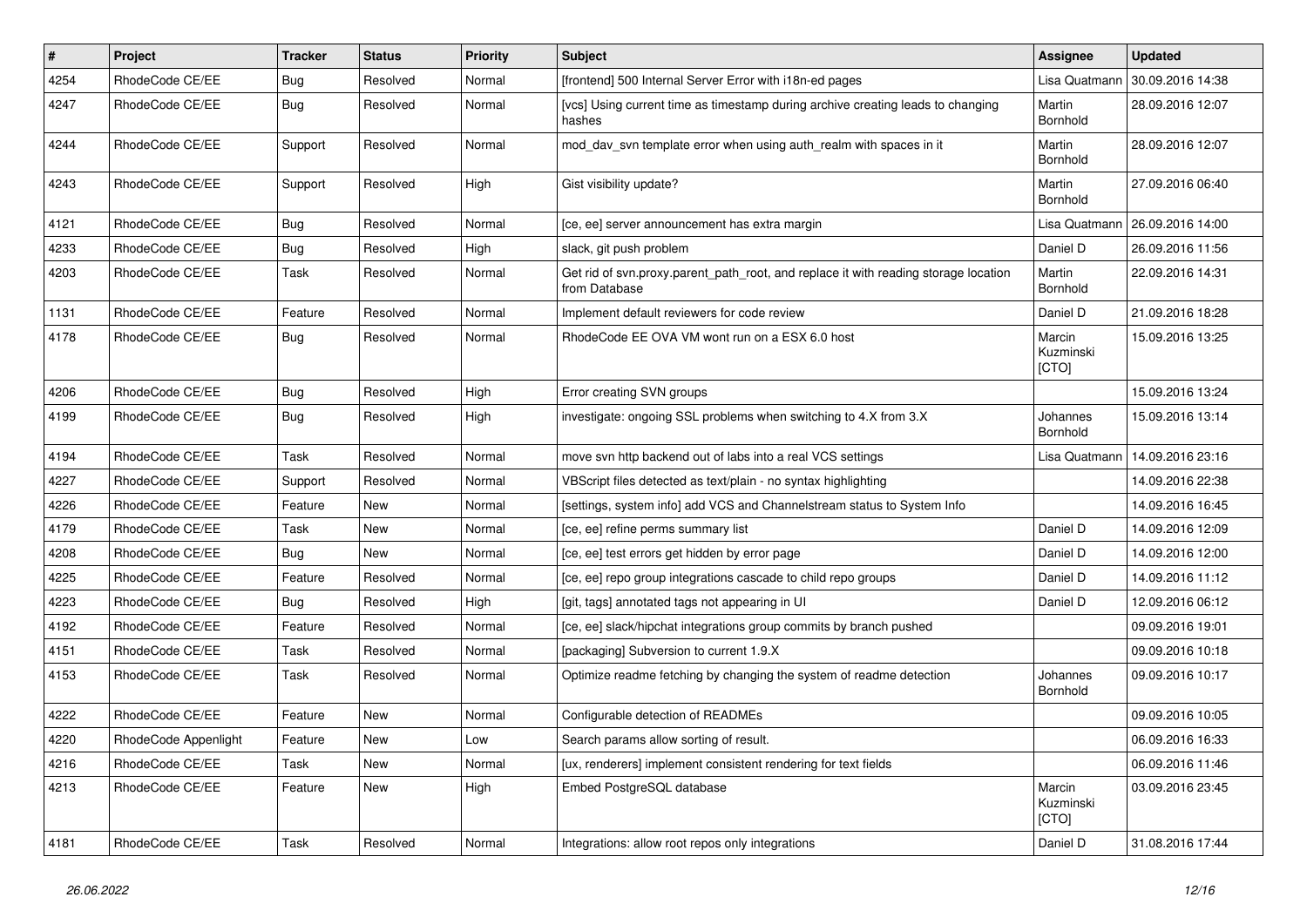| # | Project | Tracker | Status | Priority | Subject | Assignee | Updated |
| --- | --- | --- | --- | --- | --- | --- | --- |
| 4254 | RhodeCode CE/EE | Bug | Resolved | Normal | [frontend] 500 Internal Server Error with i18n-ed pages | Lisa Quatmann | 30.09.2016 14:38 |
| 4247 | RhodeCode CE/EE | Bug | Resolved | Normal | [vcs] Using current time as timestamp during archive creating leads to changing hashes | Martin Bornhold | 28.09.2016 12:07 |
| 4244 | RhodeCode CE/EE | Support | Resolved | Normal | mod_dav_svn template error when using auth_realm with spaces in it | Martin Bornhold | 28.09.2016 12:07 |
| 4243 | RhodeCode CE/EE | Support | Resolved | High | Gist visibility update? | Martin Bornhold | 27.09.2016 06:40 |
| 4121 | RhodeCode CE/EE | Bug | Resolved | Normal | [ce, ee] server announcement has extra margin | Lisa Quatmann | 26.09.2016 14:00 |
| 4233 | RhodeCode CE/EE | Bug | Resolved | High | slack, git push problem | Daniel D | 26.09.2016 11:56 |
| 4203 | RhodeCode CE/EE | Task | Resolved | Normal | Get rid of svn.proxy.parent_path_root, and replace it with reading storage location from Database | Martin Bornhold | 22.09.2016 14:31 |
| 1131 | RhodeCode CE/EE | Feature | Resolved | Normal | Implement default reviewers for code review | Daniel D | 21.09.2016 18:28 |
| 4178 | RhodeCode CE/EE | Bug | Resolved | Normal | RhodeCode EE OVA VM wont run on a ESX 6.0 host | Marcin Kuzminski [CTO] | 15.09.2016 13:25 |
| 4206 | RhodeCode CE/EE | Bug | Resolved | High | Error creating SVN groups | | 15.09.2016 13:24 |
| 4199 | RhodeCode CE/EE | Bug | Resolved | High | investigate: ongoing SSL problems when switching to 4.X from 3.X | Johannes Bornhold | 15.09.2016 13:14 |
| 4194 | RhodeCode CE/EE | Task | Resolved | Normal | move svn http backend out of labs into a real VCS settings | Lisa Quatmann | 14.09.2016 23:16 |
| 4227 | RhodeCode CE/EE | Support | Resolved | Normal | VBScript files detected as text/plain - no syntax highlighting | | 14.09.2016 22:38 |
| 4226 | RhodeCode CE/EE | Feature | New | Normal | [settings, system info] add VCS and Channelstream status to System Info | | 14.09.2016 16:45 |
| 4179 | RhodeCode CE/EE | Task | New | Normal | [ce, ee] refine perms summary list | Daniel D | 14.09.2016 12:09 |
| 4208 | RhodeCode CE/EE | Bug | New | Normal | [ce, ee] test errors get hidden by error page | Daniel D | 14.09.2016 12:00 |
| 4225 | RhodeCode CE/EE | Feature | Resolved | Normal | [ce, ee] repo group integrations cascade to child repo groups | Daniel D | 14.09.2016 11:12 |
| 4223 | RhodeCode CE/EE | Bug | Resolved | High | [git, tags] annotated tags not appearing in UI | Daniel D | 12.09.2016 06:12 |
| 4192 | RhodeCode CE/EE | Feature | Resolved | Normal | [ce, ee] slack/hipchat integrations group commits by branch pushed | | 09.09.2016 19:01 |
| 4151 | RhodeCode CE/EE | Task | Resolved | Normal | [packaging] Subversion to current 1.9.X | | 09.09.2016 10:18 |
| 4153 | RhodeCode CE/EE | Task | Resolved | Normal | Optimize readme fetching by changing the system of readme detection | Johannes Bornhold | 09.09.2016 10:17 |
| 4222 | RhodeCode CE/EE | Feature | New | Normal | Configurable detection of READMEs | | 09.09.2016 10:05 |
| 4220 | RhodeCode Appenlight | Feature | New | Low | Search params allow sorting of result. | | 06.09.2016 16:33 |
| 4216 | RhodeCode CE/EE | Task | New | Normal | [ux, renderers] implement consistent rendering for text fields | | 06.09.2016 11:46 |
| 4213 | RhodeCode CE/EE | Feature | New | High | Embed PostgreSQL database | Marcin Kuzminski [CTO] | 03.09.2016 23:45 |
| 4181 | RhodeCode CE/EE | Task | Resolved | Normal | Integrations: allow root repos only integrations | Daniel D | 31.08.2016 17:44 |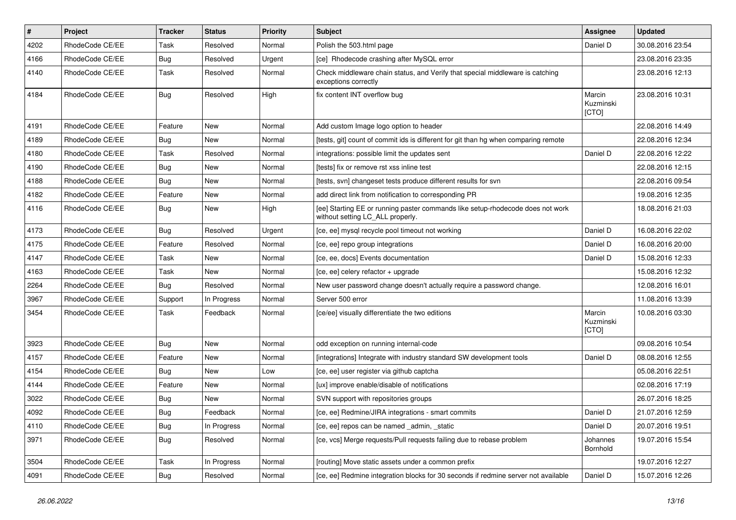| # | Project | Tracker | Status | Priority | Subject | Assignee | Updated |
|---|---|---|---|---|---|---|---|
| 4202 | RhodeCode CE/EE | Task | Resolved | Normal | Polish the 503.html page | Daniel D | 30.08.2016 23:54 |
| 4166 | RhodeCode CE/EE | Bug | Resolved | Urgent | [ce] Rhodecode crashing after MySQL error | | 23.08.2016 23:35 |
| 4140 | RhodeCode CE/EE | Task | Resolved | Normal | Check middleware chain status, and Verify that special middleware is catching exceptions correctly | | 23.08.2016 12:13 |
| 4184 | RhodeCode CE/EE | Bug | Resolved | High | fix content INT overflow bug | Marcin Kuzminski [CTO] | 23.08.2016 10:31 |
| 4191 | RhodeCode CE/EE | Feature | New | Normal | Add custom Image logo option to header | | 22.08.2016 14:49 |
| 4189 | RhodeCode CE/EE | Bug | New | Normal | [tests, git] count of commit ids is different for git than hg when comparing remote | | 22.08.2016 12:34 |
| 4180 | RhodeCode CE/EE | Task | Resolved | Normal | integrations: possible limit the updates sent | Daniel D | 22.08.2016 12:22 |
| 4190 | RhodeCode CE/EE | Bug | New | Normal | [tests] fix or remove rst xss inline test | | 22.08.2016 12:15 |
| 4188 | RhodeCode CE/EE | Bug | New | Normal | [tests, svn] changeset tests produce different results for svn | | 22.08.2016 09:54 |
| 4182 | RhodeCode CE/EE | Feature | New | Normal | add direct link from notification to corresponding PR | | 19.08.2016 12:35 |
| 4116 | RhodeCode CE/EE | Bug | New | High | [ee] Starting EE or running paster commands like setup-rhodecode does not work without setting LC_ALL properly. | | 18.08.2016 21:03 |
| 4173 | RhodeCode CE/EE | Bug | Resolved | Urgent | [ce, ee] mysql recycle pool timeout not working | Daniel D | 16.08.2016 22:02 |
| 4175 | RhodeCode CE/EE | Feature | Resolved | Normal | [ce, ee] repo group integrations | Daniel D | 16.08.2016 20:00 |
| 4147 | RhodeCode CE/EE | Task | New | Normal | [ce, ee, docs] Events documentation | Daniel D | 15.08.2016 12:33 |
| 4163 | RhodeCode CE/EE | Task | New | Normal | [ce, ee] celery refactor + upgrade | | 15.08.2016 12:32 |
| 2264 | RhodeCode CE/EE | Bug | Resolved | Normal | New user password change doesn't actually require a password change. | | 12.08.2016 16:01 |
| 3967 | RhodeCode CE/EE | Support | In Progress | Normal | Server 500 error | | 11.08.2016 13:39 |
| 3454 | RhodeCode CE/EE | Task | Feedback | Normal | [ce/ee] visually differentiate the two editions | Marcin Kuzminski [CTO] | 10.08.2016 03:30 |
| 3923 | RhodeCode CE/EE | Bug | New | Normal | odd exception on running internal-code | | 09.08.2016 10:54 |
| 4157 | RhodeCode CE/EE | Feature | New | Normal | [integrations] Integrate with industry standard SW development tools | Daniel D | 08.08.2016 12:55 |
| 4154 | RhodeCode CE/EE | Bug | New | Low | [ce, ee] user register via github captcha | | 05.08.2016 22:51 |
| 4144 | RhodeCode CE/EE | Feature | New | Normal | [ux] improve enable/disable of notifications | | 02.08.2016 17:19 |
| 3022 | RhodeCode CE/EE | Bug | New | Normal | SVN support with repositories groups | | 26.07.2016 18:25 |
| 4092 | RhodeCode CE/EE | Bug | Feedback | Normal | [ce, ee] Redmine/JIRA integrations - smart commits | Daniel D | 21.07.2016 12:59 |
| 4110 | RhodeCode CE/EE | Bug | In Progress | Normal | [ce, ee] repos can be named _admin, _static | Daniel D | 20.07.2016 19:51 |
| 3971 | RhodeCode CE/EE | Bug | Resolved | Normal | [ce, vcs] Merge requests/Pull requests failing due to rebase problem | Johannes Bornhold | 19.07.2016 15:54 |
| 3504 | RhodeCode CE/EE | Task | In Progress | Normal | [routing] Move static assets under a common prefix | | 19.07.2016 12:27 |
| 4091 | RhodeCode CE/EE | Bug | Resolved | Normal | [ce, ee] Redmine integration blocks for 30 seconds if redmine server not available | Daniel D | 15.07.2016 12:26 |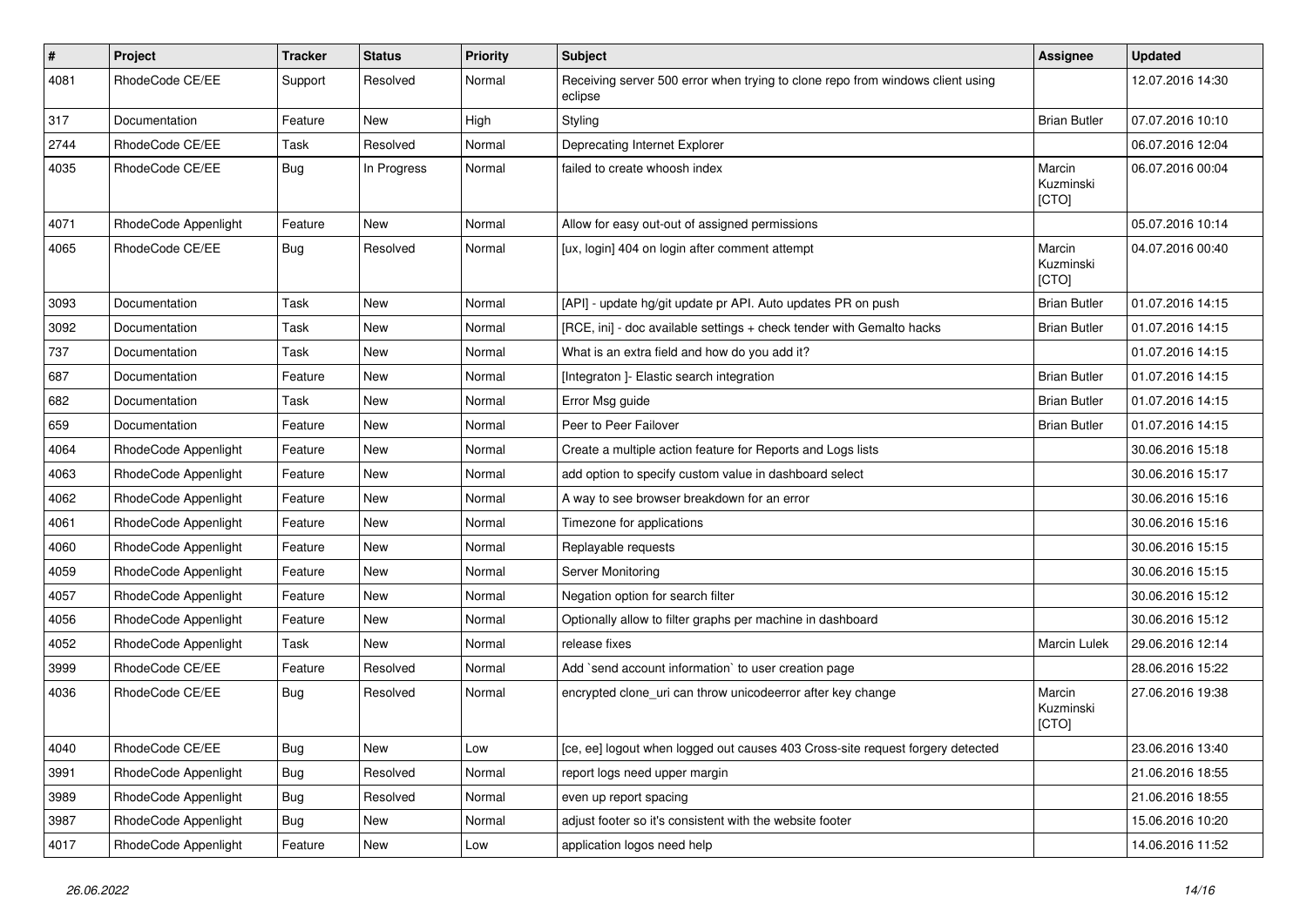| # | Project | Tracker | Status | Priority | Subject | Assignee | Updated |
|---|---|---|---|---|---|---|---|
| 4081 | RhodeCode CE/EE | Support | Resolved | Normal | Receiving server 500 error when trying to clone repo from windows client using eclipse | | 12.07.2016 14:30 |
| 317 | Documentation | Feature | New | High | Styling | Brian Butler | 07.07.2016 10:10 |
| 2744 | RhodeCode CE/EE | Task | Resolved | Normal | Deprecating Internet Explorer | | 06.07.2016 12:04 |
| 4035 | RhodeCode CE/EE | Bug | In Progress | Normal | failed to create whoosh index | Marcin Kuzminski [CTO] | 06.07.2016 00:04 |
| 4071 | RhodeCode Appenlight | Feature | New | Normal | Allow for easy out-out of assigned permissions | | 05.07.2016 10:14 |
| 4065 | RhodeCode CE/EE | Bug | Resolved | Normal | [ux, login] 404 on login after comment attempt | Marcin Kuzminski [CTO] | 04.07.2016 00:40 |
| 3093 | Documentation | Task | New | Normal | [API] - update hg/git update pr API. Auto updates PR on push | Brian Butler | 01.07.2016 14:15 |
| 3092 | Documentation | Task | New | Normal | [RCE, ini] - doc available settings + check tender with Gemalto hacks | Brian Butler | 01.07.2016 14:15 |
| 737 | Documentation | Task | New | Normal | What is an extra field and how do you add it? | | 01.07.2016 14:15 |
| 687 | Documentation | Feature | New | Normal | [Integraton ]- Elastic search integration | Brian Butler | 01.07.2016 14:15 |
| 682 | Documentation | Task | New | Normal | Error Msg guide | Brian Butler | 01.07.2016 14:15 |
| 659 | Documentation | Feature | New | Normal | Peer to Peer Failover | Brian Butler | 01.07.2016 14:15 |
| 4064 | RhodeCode Appenlight | Feature | New | Normal | Create a multiple action feature for Reports and Logs lists | | 30.06.2016 15:18 |
| 4063 | RhodeCode Appenlight | Feature | New | Normal | add option to specify custom value in dashboard select | | 30.06.2016 15:17 |
| 4062 | RhodeCode Appenlight | Feature | New | Normal | A way to see browser breakdown for an error | | 30.06.2016 15:16 |
| 4061 | RhodeCode Appenlight | Feature | New | Normal | Timezone for applications | | 30.06.2016 15:16 |
| 4060 | RhodeCode Appenlight | Feature | New | Normal | Replayable requests | | 30.06.2016 15:15 |
| 4059 | RhodeCode Appenlight | Feature | New | Normal | Server Monitoring | | 30.06.2016 15:15 |
| 4057 | RhodeCode Appenlight | Feature | New | Normal | Negation option for search filter | | 30.06.2016 15:12 |
| 4056 | RhodeCode Appenlight | Feature | New | Normal | Optionally allow to filter graphs per machine in dashboard | | 30.06.2016 15:12 |
| 4052 | RhodeCode Appenlight | Task | New | Normal | release fixes | Marcin Lulek | 29.06.2016 12:14 |
| 3999 | RhodeCode CE/EE | Feature | Resolved | Normal | Add `send account information` to user creation page | | 28.06.2016 15:22 |
| 4036 | RhodeCode CE/EE | Bug | Resolved | Normal | encrypted clone_uri can throw unicodeerror after key change | Marcin Kuzminski [CTO] | 27.06.2016 19:38 |
| 4040 | RhodeCode CE/EE | Bug | New | Low | [ce, ee] logout when logged out causes 403 Cross-site request forgery detected | | 23.06.2016 13:40 |
| 3991 | RhodeCode Appenlight | Bug | Resolved | Normal | report logs need upper margin | | 21.06.2016 18:55 |
| 3989 | RhodeCode Appenlight | Bug | Resolved | Normal | even up report spacing | | 21.06.2016 18:55 |
| 3987 | RhodeCode Appenlight | Bug | New | Normal | adjust footer so it's consistent with the website footer | | 15.06.2016 10:20 |
| 4017 | RhodeCode Appenlight | Feature | New | Low | application logos need help | | 14.06.2016 11:52 |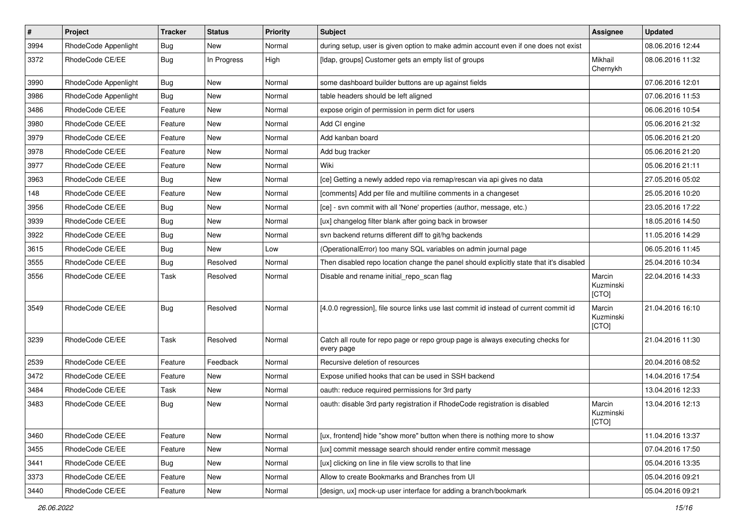| # | Project | Tracker | Status | Priority | Subject | Assignee | Updated |
|---|---|---|---|---|---|---|---|
| 3994 | RhodeCode Appenlight | Bug | New | Normal | during setup, user is given option to make admin account even if one does not exist | | 08.06.2016 12:44 |
| 3372 | RhodeCode CE/EE | Bug | In Progress | High | [ldap, groups] Customer gets an empty list of groups | Mikhail Chernykh | 08.06.2016 11:32 |
| 3990 | RhodeCode Appenlight | Bug | New | Normal | some dashboard builder buttons are up against fields | | 07.06.2016 12:01 |
| 3986 | RhodeCode Appenlight | Bug | New | Normal | table headers should be left aligned | | 07.06.2016 11:53 |
| 3486 | RhodeCode CE/EE | Feature | New | Normal | expose origin of permission in perm dict for users | | 06.06.2016 10:54 |
| 3980 | RhodeCode CE/EE | Feature | New | Normal | Add CI engine | | 05.06.2016 21:32 |
| 3979 | RhodeCode CE/EE | Feature | New | Normal | Add kanban board | | 05.06.2016 21:20 |
| 3978 | RhodeCode CE/EE | Feature | New | Normal | Add bug tracker | | 05.06.2016 21:20 |
| 3977 | RhodeCode CE/EE | Feature | New | Normal | Wiki | | 05.06.2016 21:11 |
| 3963 | RhodeCode CE/EE | Bug | New | Normal | [ce] Getting a newly added repo via remap/rescan via api gives no data | | 27.05.2016 05:02 |
| 148 | RhodeCode CE/EE | Feature | New | Normal | [comments] Add per file and multiline comments in a changeset | | 25.05.2016 10:20 |
| 3956 | RhodeCode CE/EE | Bug | New | Normal | [ce] - svn commit with all 'None' properties (author, message, etc.) | | 23.05.2016 17:22 |
| 3939 | RhodeCode CE/EE | Bug | New | Normal | [ux] changelog filter blank after going back in browser | | 18.05.2016 14:50 |
| 3922 | RhodeCode CE/EE | Bug | New | Normal | svn backend returns different diff to git/hg backends | | 11.05.2016 14:29 |
| 3615 | RhodeCode CE/EE | Bug | New | Low | (OperationalError) too many SQL variables on admin journal page | | 06.05.2016 11:45 |
| 3555 | RhodeCode CE/EE | Bug | Resolved | Normal | Then disabled repo location change the panel should explicitly state that it's disabled | | 25.04.2016 10:34 |
| 3556 | RhodeCode CE/EE | Task | Resolved | Normal | Disable and rename initial_repo_scan flag | Marcin Kuzminski [CTO] | 22.04.2016 14:33 |
| 3549 | RhodeCode CE/EE | Bug | Resolved | Normal | [4.0.0 regression], file source links use last commit id instead of current commit id | Marcin Kuzminski [CTO] | 21.04.2016 16:10 |
| 3239 | RhodeCode CE/EE | Task | Resolved | Normal | Catch all route for repo page or repo group page is always executing checks for every page | | 21.04.2016 11:30 |
| 2539 | RhodeCode CE/EE | Feature | Feedback | Normal | Recursive deletion of resources | | 20.04.2016 08:52 |
| 3472 | RhodeCode CE/EE | Feature | New | Normal | Expose unified hooks that can be used in SSH backend | | 14.04.2016 17:54 |
| 3484 | RhodeCode CE/EE | Task | New | Normal | oauth: reduce required permissions for 3rd party | | 13.04.2016 12:33 |
| 3483 | RhodeCode CE/EE | Bug | New | Normal | oauth: disable 3rd party registration if RhodeCode registration is disabled | Marcin Kuzminski [CTO] | 13.04.2016 12:13 |
| 3460 | RhodeCode CE/EE | Feature | New | Normal | [ux, frontend] hide "show more" button when there is nothing more to show | | 11.04.2016 13:37 |
| 3455 | RhodeCode CE/EE | Feature | New | Normal | [ux] commit message search should render entire commit message | | 07.04.2016 17:50 |
| 3441 | RhodeCode CE/EE | Bug | New | Normal | [ux] clicking on line in file view scrolls to that line | | 05.04.2016 13:35 |
| 3373 | RhodeCode CE/EE | Feature | New | Normal | Allow to create Bookmarks and Branches from UI | | 05.04.2016 09:21 |
| 3440 | RhodeCode CE/EE | Feature | New | Normal | [design, ux] mock-up user interface for adding a branch/bookmark | | 05.04.2016 09:21 |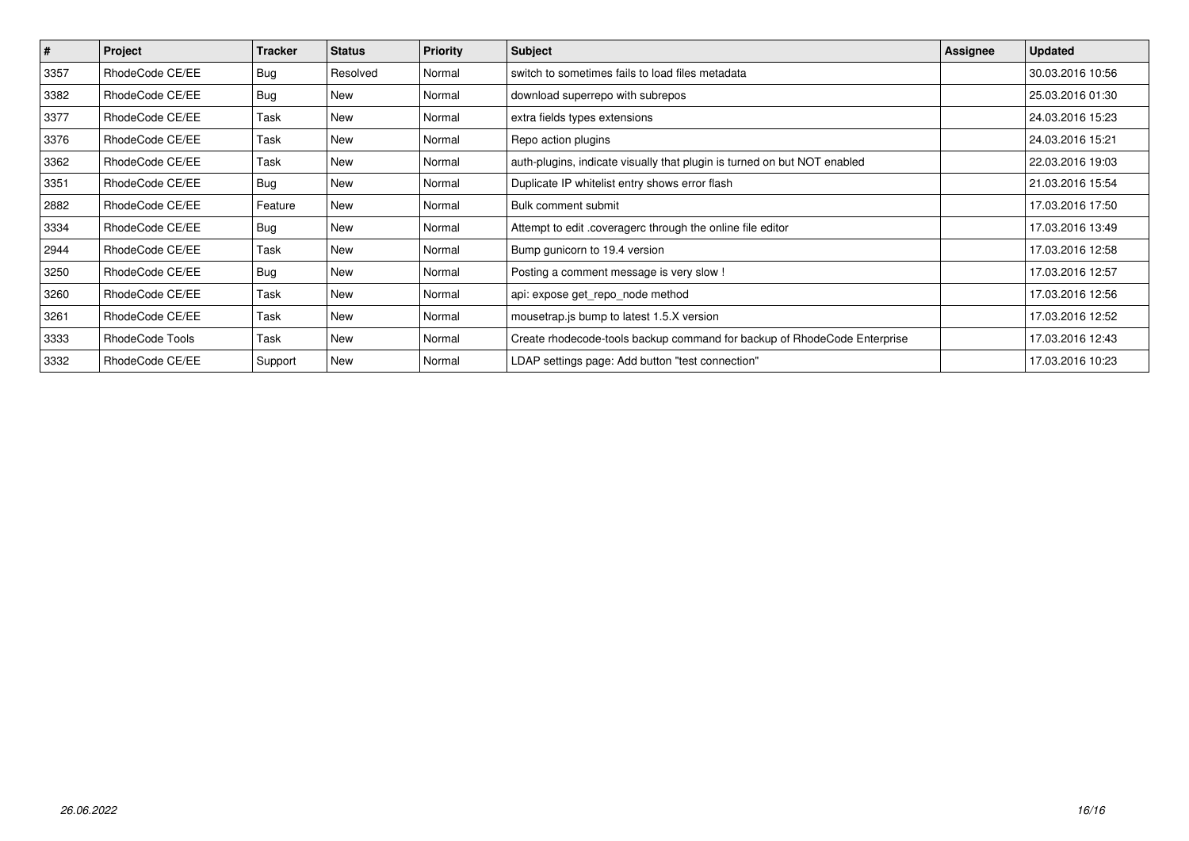| # | Project | Tracker | Status | Priority | Subject | Assignee | Updated |
|---|---|---|---|---|---|---|---|
| 3357 | RhodeCode CE/EE | Bug | Resolved | Normal | switch to sometimes fails to load files metadata | | 30.03.2016 10:56 |
| 3382 | RhodeCode CE/EE | Bug | New | Normal | download superrepo with subrepos | | 25.03.2016 01:30 |
| 3377 | RhodeCode CE/EE | Task | New | Normal | extra fields types extensions | | 24.03.2016 15:23 |
| 3376 | RhodeCode CE/EE | Task | New | Normal | Repo action plugins | | 24.03.2016 15:21 |
| 3362 | RhodeCode CE/EE | Task | New | Normal | auth-plugins, indicate visually that plugin is turned on but NOT enabled | | 22.03.2016 19:03 |
| 3351 | RhodeCode CE/EE | Bug | New | Normal | Duplicate IP whitelist entry shows error flash | | 21.03.2016 15:54 |
| 2882 | RhodeCode CE/EE | Feature | New | Normal | Bulk comment submit | | 17.03.2016 17:50 |
| 3334 | RhodeCode CE/EE | Bug | New | Normal | Attempt to edit .coveragerc through the online file editor | | 17.03.2016 13:49 |
| 2944 | RhodeCode CE/EE | Task | New | Normal | Bump gunicorn to 19.4 version | | 17.03.2016 12:58 |
| 3250 | RhodeCode CE/EE | Bug | New | Normal | Posting a comment message is very slow ! | | 17.03.2016 12:57 |
| 3260 | RhodeCode CE/EE | Task | New | Normal | api: expose get_repo_node method | | 17.03.2016 12:56 |
| 3261 | RhodeCode CE/EE | Task | New | Normal | mousetrap.js bump to latest 1.5.X version | | 17.03.2016 12:52 |
| 3333 | RhodeCode Tools | Task | New | Normal | Create rhodecode-tools backup command for backup of RhodeCode Enterprise | | 17.03.2016 12:43 |
| 3332 | RhodeCode CE/EE | Support | New | Normal | LDAP settings page: Add button "test connection" | | 17.03.2016 10:23 |